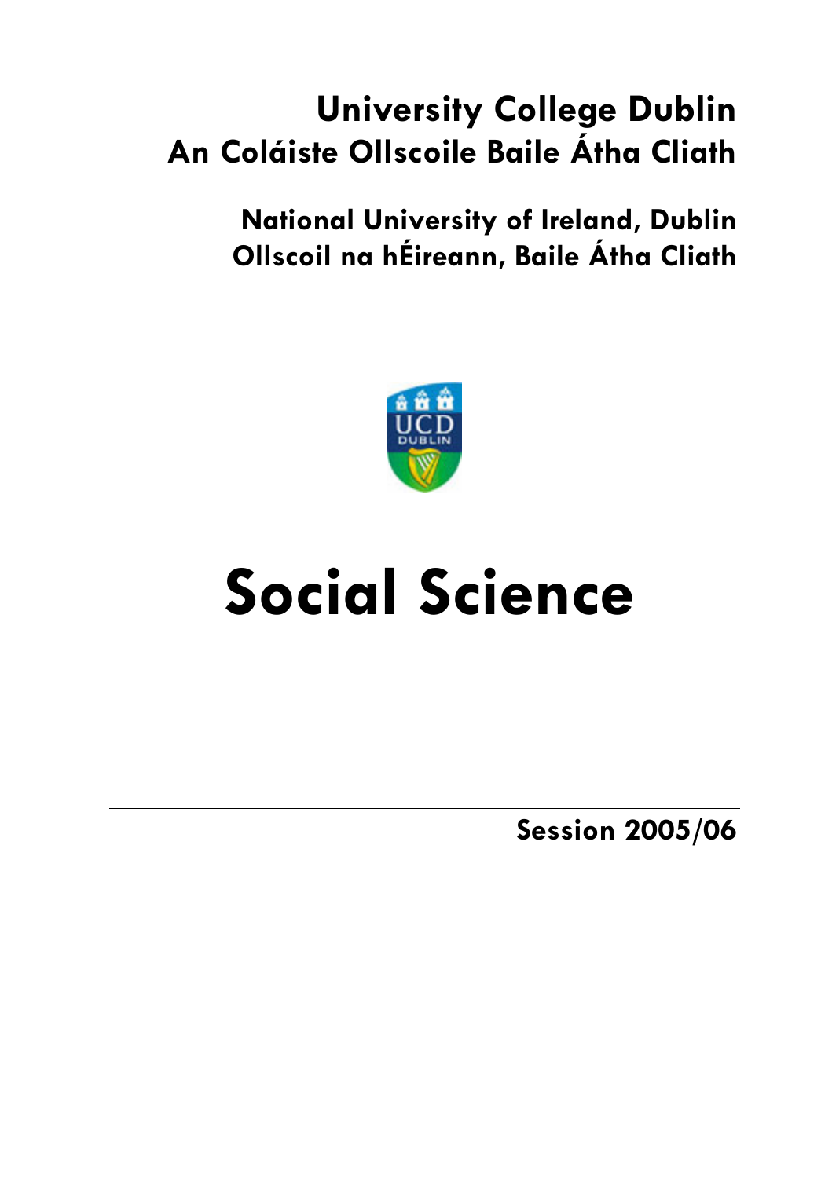**University College Dublin**
**An Coláiste Ollscoile Baile Átha Cliath**

---

**National University of Ireland, Dublin**
**Ollscoil na hÉireann, Baile Átha Cliath**

# Social Science

---

**Session 2005/06**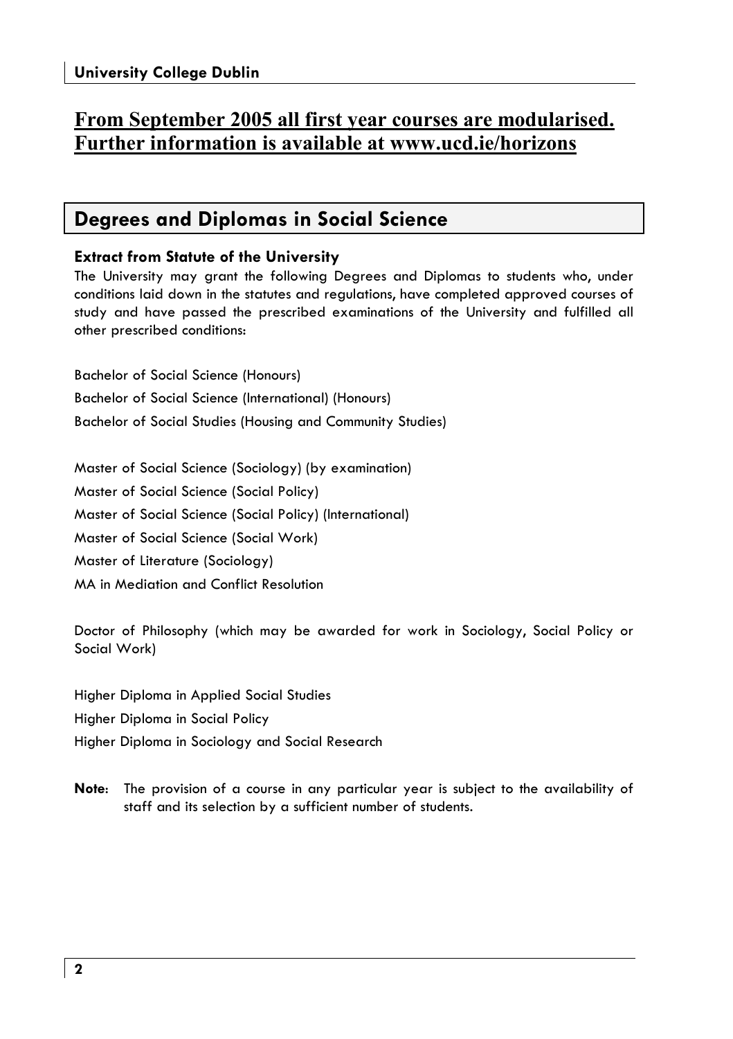**From September 2005 all first year courses are modularised. Further information is available at www.ucd.ie/horizons**

## Degrees and Diplomas in Social Science

### Extract from Statute of the University

The University may grant the following Degrees and Diplomas to students who, under conditions laid down in the statutes and regulations, have completed approved courses of study and have passed the prescribed examinations of the University and fulfilled all other prescribed conditions:

Bachelor of Social Science (Honours)
Bachelor of Social Science (International) (Honours)
Bachelor of Social Studies (Housing and Community Studies)

Master of Social Science (Sociology) (by examination)
Master of Social Science (Social Policy)
Master of Social Science (Social Policy) (International)
Master of Social Science (Social Work)
Master of Literature (Sociology)
MA in Mediation and Conflict Resolution

Doctor of Philosophy (which may be awarded for work in Sociology, Social Policy or Social Work)

Higher Diploma in Applied Social Studies
Higher Diploma in Social Policy
Higher Diploma in Sociology and Social Research

**Note**: The provision of a course in any particular year is subject to the availability of staff and its selection by a sufficient number of students.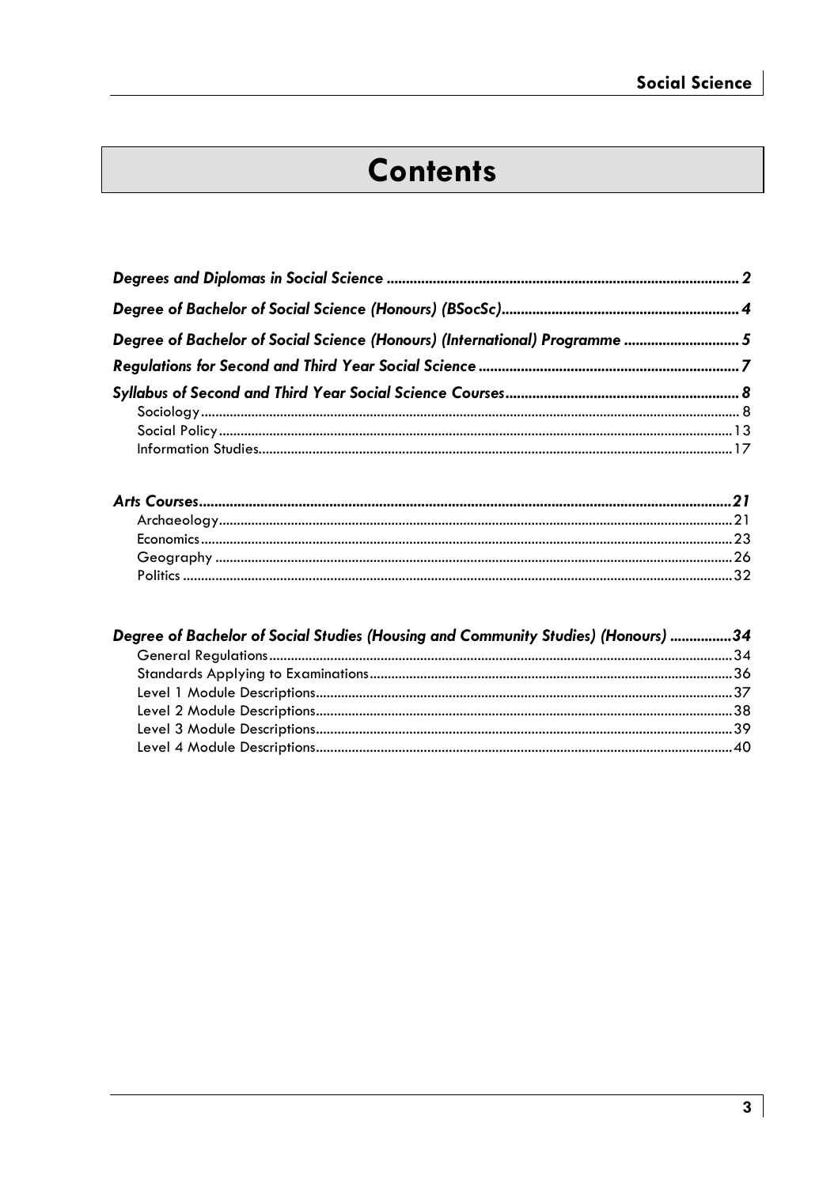# Contents

***Degrees and Diplomas in Social Science*** ........ **2**

***Degree of Bachelor of Social Science (Honours) (BSocSc)*** ........ **4**

***Degree of Bachelor of Social Science (Honours) (International) Programme*** ........ **5**

***Regulations for Second and Third Year Social Science*** ........ **7**

***Syllabus of Second and Third Year Social Science Courses*** ........ **8**

- Sociology ........ 8
- Social Policy ........ 13
- Information Studies ........ 17

***Arts Courses*** ........ **21**

- Archaeology ........ 21
- Economics ........ 23
- Geography ........ 26
- Politics ........ 32

***Degree of Bachelor of Social Studies (Housing and Community Studies) (Honours)*** ........ **34**

- General Regulations ........ 34
- Standards Applying to Examinations ........ 36
- Level 1 Module Descriptions ........ 37
- Level 2 Module Descriptions ........ 38
- Level 3 Module Descriptions ........ 39
- Level 4 Module Descriptions ........ 40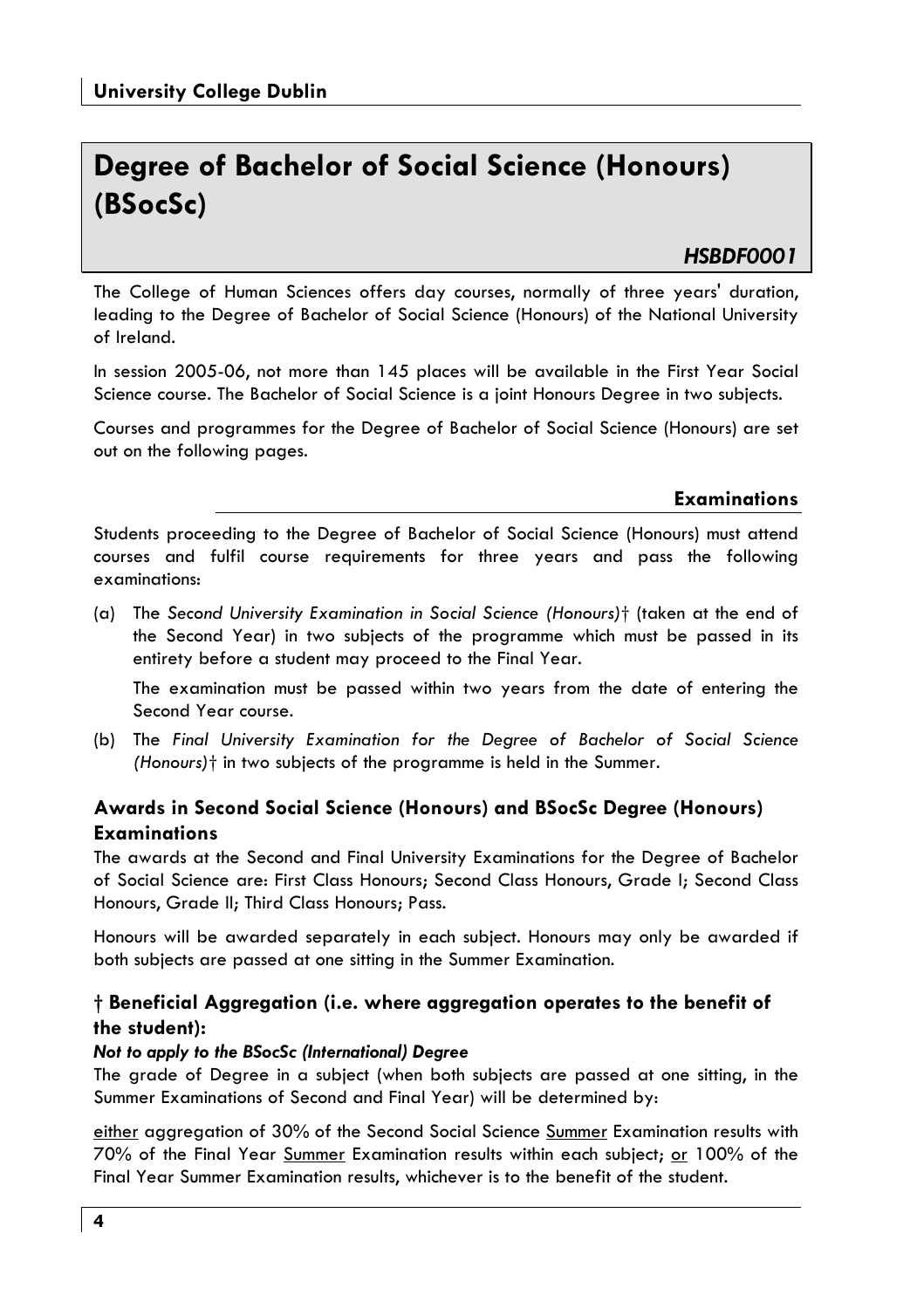# Degree of Bachelor of Social Science (Honours) (BSocSc)

***HSBDF0001***

The College of Human Sciences offers day courses, normally of three years' duration, leading to the Degree of Bachelor of Social Science (Honours) of the National University of Ireland.

In session 2005-06, not more than 145 places will be available in the First Year Social Science course. The Bachelor of Social Science is a joint Honours Degree in two subjects.

Courses and programmes for the Degree of Bachelor of Social Science (Honours) are set out on the following pages.

## Examinations

Students proceeding to the Degree of Bachelor of Social Science (Honours) must attend courses and fulfil course requirements for three years and pass the following examinations:

(a) The *Second University Examination in Social Science (Honours)*† (taken at the end of the Second Year) in two subjects of the programme which must be passed in its entirety before a student may proceed to the Final Year.

The examination must be passed within two years from the date of entering the Second Year course.

(b) The *Final University Examination for the Degree of Bachelor of Social Science (Honours)*† in two subjects of the programme is held in the Summer.

### Awards in Second Social Science (Honours) and BSocSc Degree (Honours) Examinations

The awards at the Second and Final University Examinations for the Degree of Bachelor of Social Science are: First Class Honours; Second Class Honours, Grade I; Second Class Honours, Grade II; Third Class Honours; Pass.

Honours will be awarded separately in each subject. Honours may only be awarded if both subjects are passed at one sitting in the Summer Examination.

### † Beneficial Aggregation (i.e. where aggregation operates to the benefit of the student):

***Not to apply to the BSocSc (International) Degree***

The grade of Degree in a subject (when both subjects are passed at one sitting, in the Summer Examinations of Second and Final Year) will be determined by:

<u>either</u> aggregation of 30% of the Second Social Science <u>Summer</u> Examination results with 70% of the Final Year <u>Summer</u> Examination results within each subject; <u>or</u> 100% of the Final Year Summer Examination results, whichever is to the benefit of the student.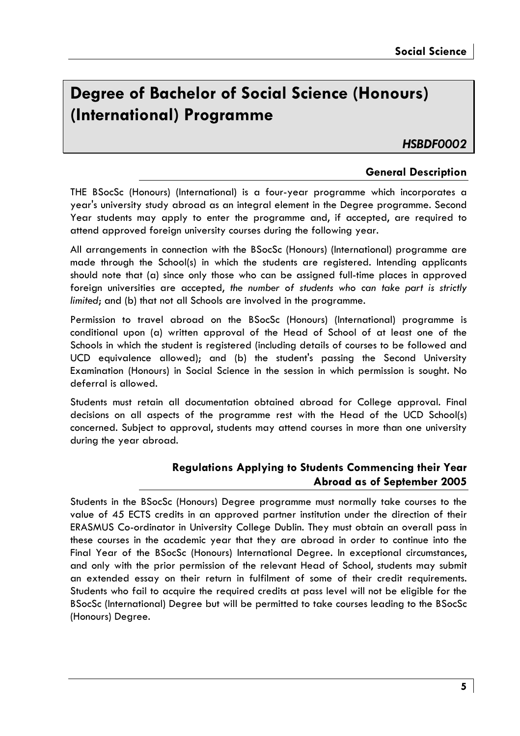# Degree of Bachelor of Social Science (Honours) (International) Programme

***HSBDF0002***

## General Description

THE BSocSc (Honours) (International) is a four-year programme which incorporates a year's university study abroad as an integral element in the Degree programme. Second Year students may apply to enter the programme and, if accepted, are required to attend approved foreign university courses during the following year.

All arrangements in connection with the BSocSc (Honours) (International) programme are made through the School(s) in which the students are registered. Intending applicants should note that (a) since only those who can be assigned full-time places in approved foreign universities are accepted, *the number of students who can take part is strictly limited*; and (b) that not all Schools are involved in the programme.

Permission to travel abroad on the BSocSc (Honours) (International) programme is conditional upon (a) written approval of the Head of School of at least one of the Schools in which the student is registered (including details of courses to be followed and UCD equivalence allowed); and (b) the student's passing the Second University Examination (Honours) in Social Science in the session in which permission is sought. No deferral is allowed.

Students must retain all documentation obtained abroad for College approval. Final decisions on all aspects of the programme rest with the Head of the UCD School(s) concerned. Subject to approval, students may attend courses in more than one university during the year abroad.

## Regulations Applying to Students Commencing their Year Abroad as of September 2005

Students in the BSocSc (Honours) Degree programme must normally take courses to the value of 45 ECTS credits in an approved partner institution under the direction of their ERASMUS Co-ordinator in University College Dublin. They must obtain an overall pass in these courses in the academic year that they are abroad in order to continue into the Final Year of the BSocSc (Honours) International Degree. In exceptional circumstances, and only with the prior permission of the relevant Head of School, students may submit an extended essay on their return in fulfilment of some of their credit requirements. Students who fail to acquire the required credits at pass level will not be eligible for the BSocSc (International) Degree but will be permitted to take courses leading to the BSocSc (Honours) Degree.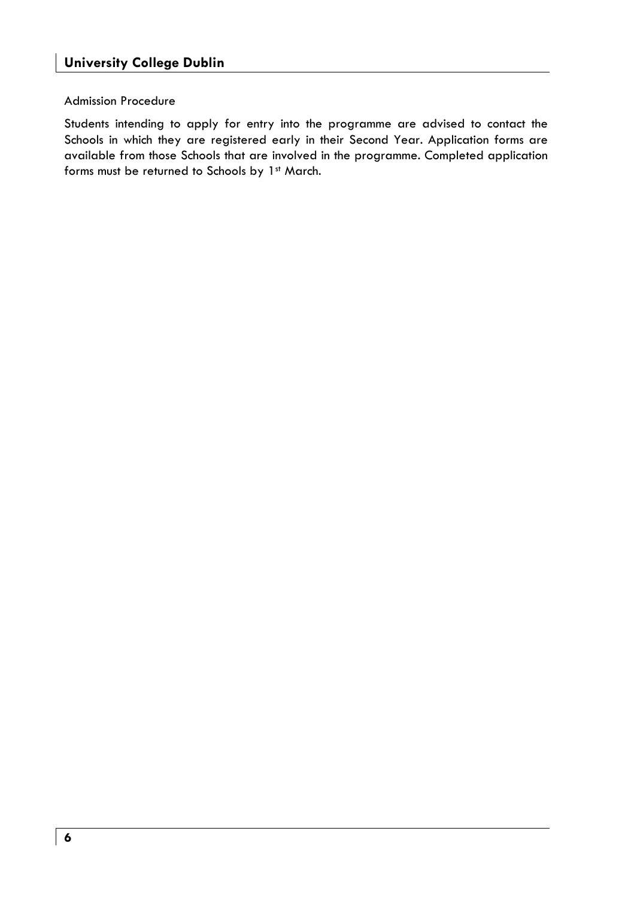Admission Procedure

Students intending to apply for entry into the programme are advised to contact the Schools in which they are registered early in their Second Year. Application forms are available from those Schools that are involved in the programme. Completed application forms must be returned to Schools by 1st March.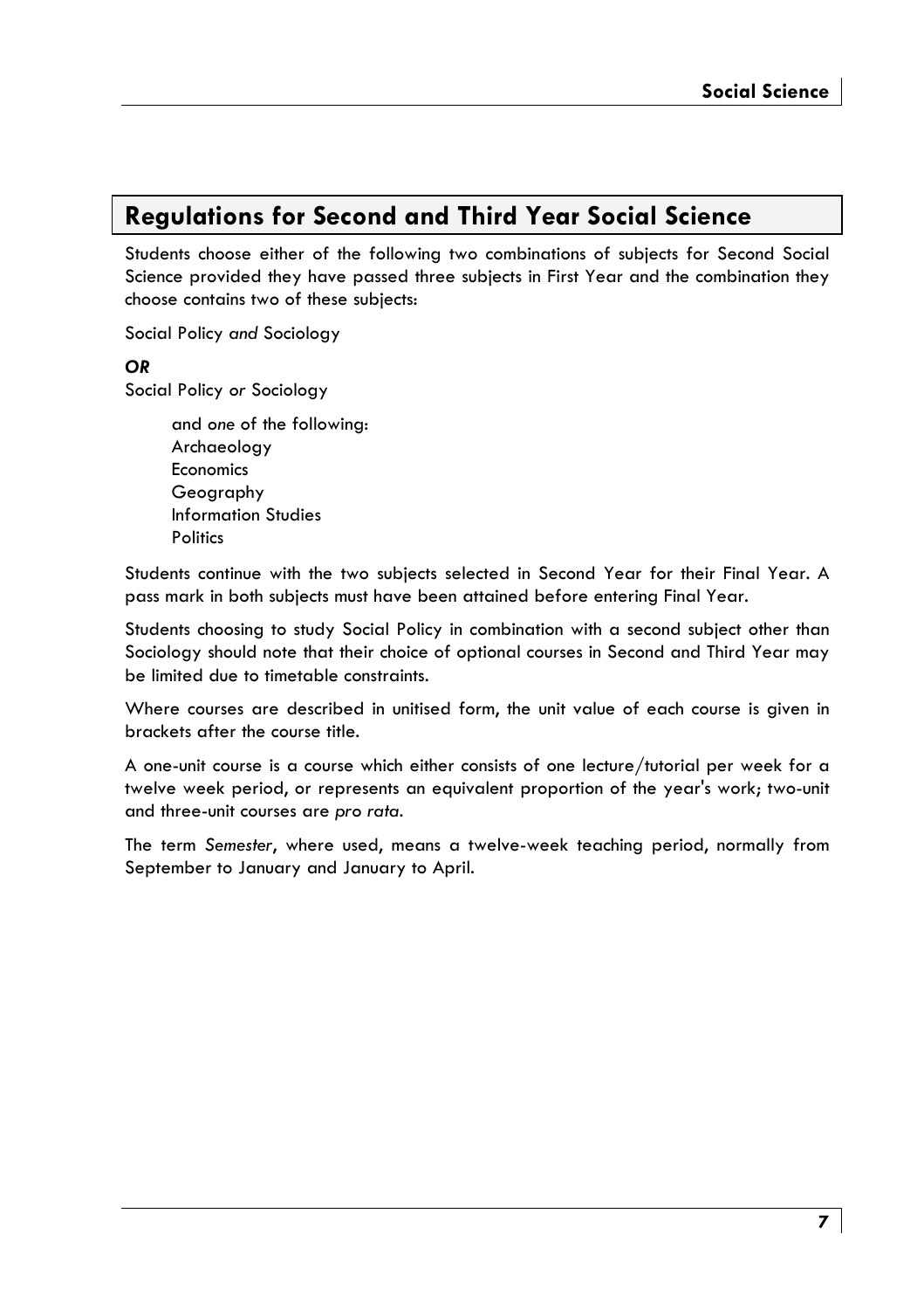## Regulations for Second and Third Year Social Science

Students choose either of the following two combinations of subjects for Second Social Science provided they have passed three subjects in First Year and the combination they choose contains two of these subjects:

Social Policy *and* Sociology

***OR***

Social Policy *or* Sociology

and *one* of the following:
- Archaeology
- Economics
- Geography
- Information Studies
- Politics

Students continue with the two subjects selected in Second Year for their Final Year. A pass mark in both subjects must have been attained before entering Final Year.

Students choosing to study Social Policy in combination with a second subject other than Sociology should note that their choice of optional courses in Second and Third Year may be limited due to timetable constraints.

Where courses are described in unitised form, the unit value of each course is given in brackets after the course title.

A one-unit course is a course which either consists of one lecture/tutorial per week for a twelve week period, or represents an equivalent proportion of the year's work; two-unit and three-unit courses are *pro rata*.

The term *Semester*, where used, means a twelve-week teaching period, normally from September to January and January to April.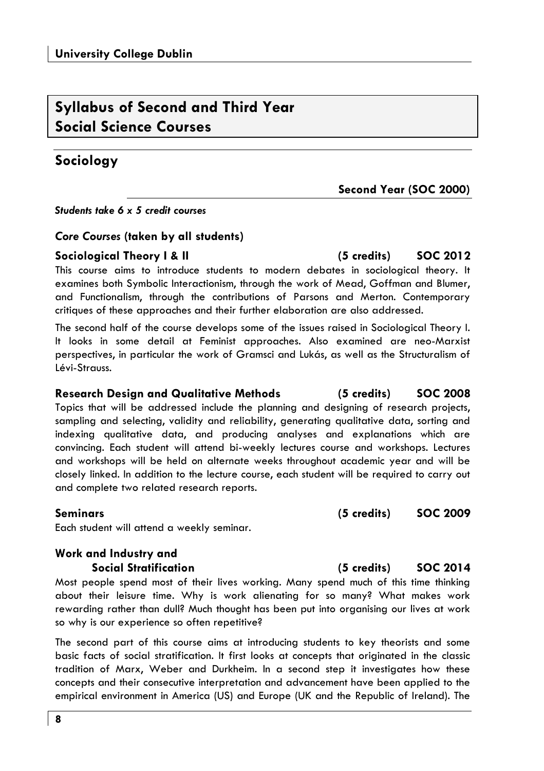# Syllabus of Second and Third Year Social Science Courses

## Sociology

**Second Year (SOC 2000)**

***Students take 6 x 5 credit courses***

### *Core Courses* (taken by all students)

**Sociological Theory I & II (5 credits) SOC 2012**

This course aims to introduce students to modern debates in sociological theory. It examines both Symbolic Interactionism, through the work of Mead, Goffman and Blumer, and Functionalism, through the contributions of Parsons and Merton. Contemporary critiques of these approaches and their further elaboration are also addressed.

The second half of the course develops some of the issues raised in Sociological Theory I. It looks in some detail at Feminist approaches. Also examined are neo-Marxist perspectives, in particular the work of Gramsci and Lukás, as well as the Structuralism of Lévi-Strauss.

**Research Design and Qualitative Methods (5 credits) SOC 2008**

Topics that will be addressed include the planning and designing of research projects, sampling and selecting, validity and reliability, generating qualitative data, sorting and indexing qualitative data, and producing analyses and explanations which are convincing. Each student will attend bi-weekly lectures course and workshops. Lectures and workshops will be held on alternate weeks throughout academic year and will be closely linked. In addition to the lecture course, each student will be required to carry out and complete two related research reports.

**Seminars (5 credits) SOC 2009**

Each student will attend a weekly seminar.

**Work and Industry and Social Stratification (5 credits) SOC 2014**

Most people spend most of their lives working. Many spend much of this time thinking about their leisure time. Why is work alienating for so many? What makes work rewarding rather than dull? Much thought has been put into organising our lives at work so why is our experience so often repetitive?

The second part of this course aims at introducing students to key theorists and some basic facts of social stratification. It first looks at concepts that originated in the classic tradition of Marx, Weber and Durkheim. In a second step it investigates how these concepts and their consecutive interpretation and advancement have been applied to the empirical environment in America (US) and Europe (UK and the Republic of Ireland). The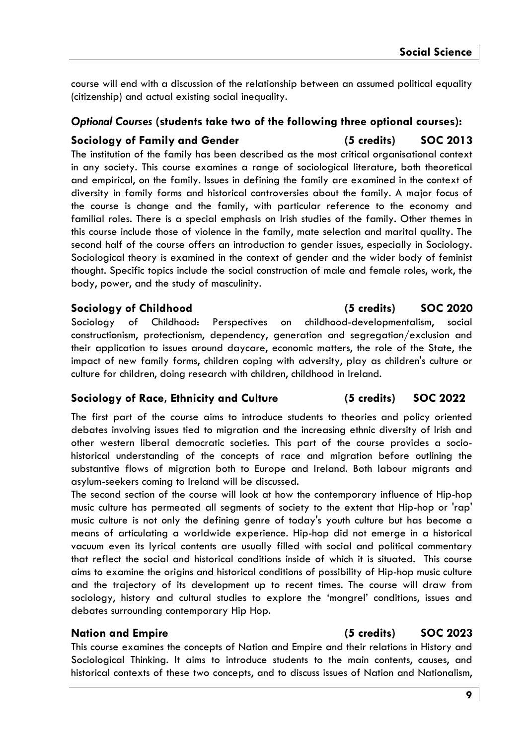course will end with a discussion of the relationship between an assumed political equality (citizenship) and actual existing social inequality.

### *Optional Courses* (students take two of the following three optional courses):

### Sociology of Family and Gender (5 credits) SOC 2013

The institution of the family has been described as the most critical organisational context in any society. This course examines a range of sociological literature, both theoretical and empirical, on the family. Issues in defining the family are examined in the context of diversity in family forms and historical controversies about the family. A major focus of the course is change and the family, with particular reference to the economy and familial roles. There is a special emphasis on Irish studies of the family. Other themes in this course include those of violence in the family, mate selection and marital quality. The second half of the course offers an introduction to gender issues, especially in Sociology. Sociological theory is examined in the context of gender and the wider body of feminist thought. Specific topics include the social construction of male and female roles, work, the body, power, and the study of masculinity.

### Sociology of Childhood (5 credits) SOC 2020

Sociology of Childhood: Perspectives on childhood-developmentalism, social constructionism, protectionism, dependency, generation and segregation/exclusion and their application to issues around daycare, economic matters, the role of the State, the impact of new family forms, children coping with adversity, play as children's culture or culture for children, doing research with children, childhood in Ireland.

### Sociology of Race, Ethnicity and Culture (5 credits) SOC 2022

The first part of the course aims to introduce students to theories and policy oriented debates involving issues tied to migration and the increasing ethnic diversity of Irish and other western liberal democratic societies. This part of the course provides a socio-historical understanding of the concepts of race and migration before outlining the substantive flows of migration both to Europe and Ireland. Both labour migrants and asylum-seekers coming to Ireland will be discussed.

The second section of the course will look at how the contemporary influence of Hip-hop music culture has permeated all segments of society to the extent that Hip-hop or 'rap' music culture is not only the defining genre of today's youth culture but has become a means of articulating a worldwide experience. Hip-hop did not emerge in a historical vacuum even its lyrical contents are usually filled with social and political commentary that reflect the social and historical conditions inside of which it is situated. This course aims to examine the origins and historical conditions of possibility of Hip-hop music culture and the trajectory of its development up to recent times. The course will draw from sociology, history and cultural studies to explore the 'mongrel' conditions, issues and debates surrounding contemporary Hip Hop.

### Nation and Empire (5 credits) SOC 2023

This course examines the concepts of Nation and Empire and their relations in History and Sociological Thinking. It aims to introduce students to the main contents, causes, and historical contexts of these two concepts, and to discuss issues of Nation and Nationalism,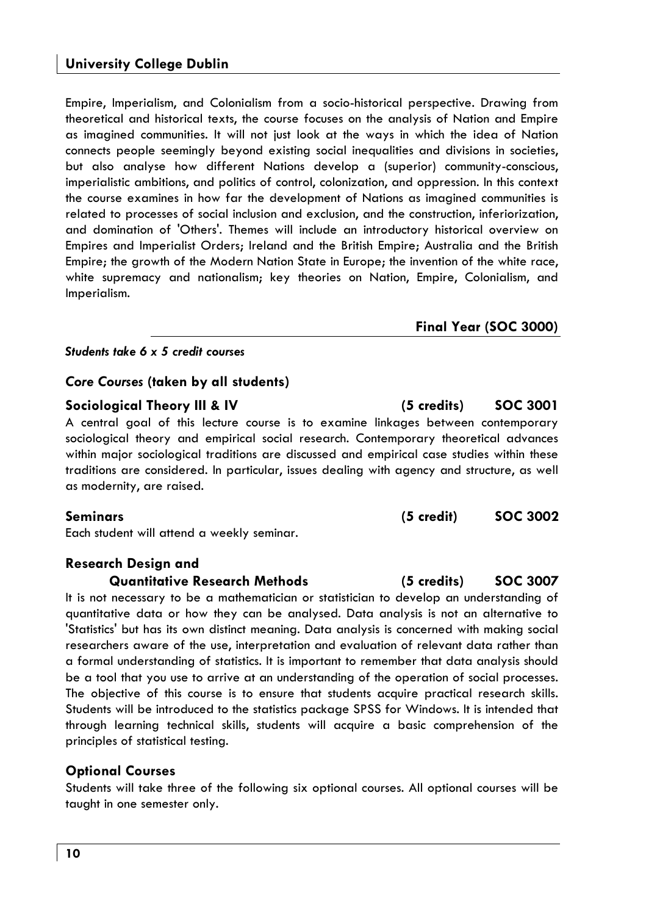Empire, Imperialism, and Colonialism from a socio-historical perspective. Drawing from theoretical and historical texts, the course focuses on the analysis of Nation and Empire as imagined communities. It will not just look at the ways in which the idea of Nation connects people seemingly beyond existing social inequalities and divisions in societies, but also analyse how different Nations develop a (superior) community-conscious, imperialistic ambitions, and politics of control, colonization, and oppression. In this context the course examines in how far the development of Nations as imagined communities is related to processes of social inclusion and exclusion, and the construction, inferiorization, and domination of 'Others'. Themes will include an introductory historical overview on Empires and Imperialist Orders; Ireland and the British Empire; Australia and the British Empire; the growth of the Modern Nation State in Europe; the invention of the white race, white supremacy and nationalism; key theories on Nation, Empire, Colonialism, and Imperialism.

## Final Year (SOC 3000)

***Students take 6 x 5 credit courses***

### *Core Courses* (taken by all students)

**Sociological Theory III & IV (5 credits) SOC 3001**

A central goal of this lecture course is to examine linkages between contemporary sociological theory and empirical social research. Contemporary theoretical advances within major sociological traditions are discussed and empirical case studies within these traditions are considered. In particular, issues dealing with agency and structure, as well as modernity, are raised.

**Seminars (5 credit) SOC 3002**

Each student will attend a weekly seminar.

**Research Design and Quantitative Research Methods (5 credits) SOC 3007**

It is not necessary to be a mathematician or statistician to develop an understanding of quantitative data or how they can be analysed. Data analysis is not an alternative to 'Statistics' but has its own distinct meaning. Data analysis is concerned with making social researchers aware of the use, interpretation and evaluation of relevant data rather than a formal understanding of statistics. It is important to remember that data analysis should be a tool that you use to arrive at an understanding of the operation of social processes. The objective of this course is to ensure that students acquire practical research skills. Students will be introduced to the statistics package SPSS for Windows. It is intended that through learning technical skills, students will acquire a basic comprehension of the principles of statistical testing.

### Optional Courses

Students will take three of the following six optional courses. All optional courses will be taught in one semester only.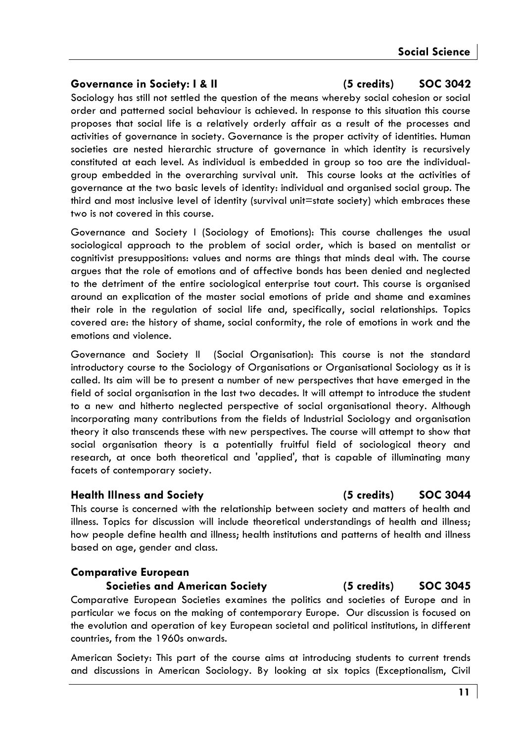### Governance in Society: I & II (5 credits) SOC 3042

Sociology has still not settled the question of the means whereby social cohesion or social order and patterned social behaviour is achieved. In response to this situation this course proposes that social life is a relatively orderly affair as a result of the processes and activities of governance in society. Governance is the proper activity of identities. Human societies are nested hierarchic structure of governance in which identity is recursively constituted at each level. As individual is embedded in group so too are the individual-group embedded in the overarching survival unit. This course looks at the activities of governance at the two basic levels of identity: individual and organised social group. The third and most inclusive level of identity (survival unit=state society) which embraces these two is not covered in this course.

Governance and Society I (Sociology of Emotions): This course challenges the usual sociological approach to the problem of social order, which is based on mentalist or cognitivist presuppositions: values and norms are things that minds deal with. The course argues that the role of emotions and of affective bonds has been denied and neglected to the detriment of the entire sociological enterprise tout court. This course is organised around an explication of the master social emotions of pride and shame and examines their role in the regulation of social life and, specifically, social relationships. Topics covered are: the history of shame, social conformity, the role of emotions in work and the emotions and violence.

Governance and Society II (Social Organisation): This course is not the standard introductory course to the Sociology of Organisations or Organisational Sociology as it is called. Its aim will be to present a number of new perspectives that have emerged in the field of social organisation in the last two decades. It will attempt to introduce the student to a new and hitherto neglected perspective of social organisational theory. Although incorporating many contributions from the fields of Industrial Sociology and organisation theory it also transcends these with new perspectives. The course will attempt to show that social organisation theory is a potentially fruitful field of sociological theory and research, at once both theoretical and 'applied', that is capable of illuminating many facets of contemporary society.

### Health Illness and Society (5 credits) SOC 3044

This course is concerned with the relationship between society and matters of health and illness. Topics for discussion will include theoretical understandings of health and illness; how people define health and illness; health institutions and patterns of health and illness based on age, gender and class.

### Comparative European Societies and American Society (5 credits) SOC 3045

Comparative European Societies examines the politics and societies of Europe and in particular we focus on the making of contemporary Europe. Our discussion is focused on the evolution and operation of key European societal and political institutions, in different countries, from the 1960s onwards.

American Society: This part of the course aims at introducing students to current trends and discussions in American Sociology. By looking at six topics (Exceptionalism, Civil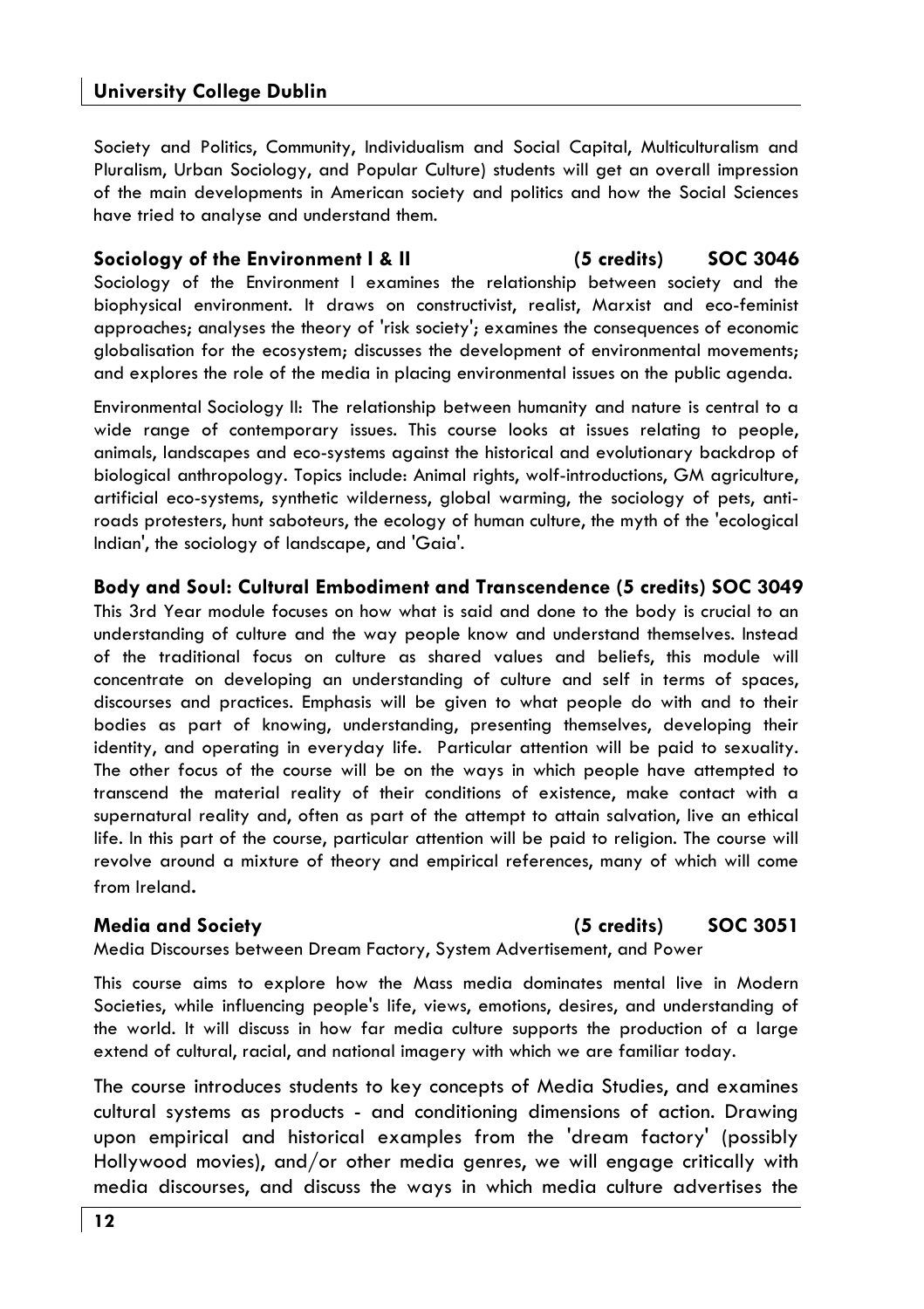Society and Politics, Community, Individualism and Social Capital, Multiculturalism and Pluralism, Urban Sociology, and Popular Culture) students will get an overall impression of the main developments in American society and politics and how the Social Sciences have tried to analyse and understand them.

### Sociology of the Environment I & II (5 credits) SOC 3046

Sociology of the Environment I examines the relationship between society and the biophysical environment. It draws on constructivist, realist, Marxist and eco-feminist approaches; analyses the theory of 'risk society'; examines the consequences of economic globalisation for the ecosystem; discusses the development of environmental movements; and explores the role of the media in placing environmental issues on the public agenda.

Environmental Sociology II: The relationship between humanity and nature is central to a wide range of contemporary issues. This course looks at issues relating to people, animals, landscapes and eco-systems against the historical and evolutionary backdrop of biological anthropology. Topics include: Animal rights, wolf-introductions, GM agriculture, artificial eco-systems, synthetic wilderness, global warming, the sociology of pets, anti-roads protesters, hunt saboteurs, the ecology of human culture, the myth of the 'ecological Indian', the sociology of landscape, and 'Gaia'.

### Body and Soul: Cultural Embodiment and Transcendence (5 credits) SOC 3049

This 3rd Year module focuses on how what is said and done to the body is crucial to an understanding of culture and the way people know and understand themselves. Instead of the traditional focus on culture as shared values and beliefs, this module will concentrate on developing an understanding of culture and self in terms of spaces, discourses and practices. Emphasis will be given to what people do with and to their bodies as part of knowing, understanding, presenting themselves, developing their identity, and operating in everyday life. Particular attention will be paid to sexuality. The other focus of the course will be on the ways in which people have attempted to transcend the material reality of their conditions of existence, make contact with a supernatural reality and, often as part of the attempt to attain salvation, live an ethical life. In this part of the course, particular attention will be paid to religion. The course will revolve around a mixture of theory and empirical references, many of which will come from Ireland.

### Media and Society (5 credits) SOC 3051

Media Discourses between Dream Factory, System Advertisement, and Power

This course aims to explore how the Mass media dominates mental live in Modern Societies, while influencing people's life, views, emotions, desires, and understanding of the world. It will discuss in how far media culture supports the production of a large extend of cultural, racial, and national imagery with which we are familiar today.

The course introduces students to key concepts of Media Studies, and examines cultural systems as products - and conditioning dimensions of action. Drawing upon empirical and historical examples from the 'dream factory' (possibly Hollywood movies), and/or other media genres, we will engage critically with media discourses, and discuss the ways in which media culture advertises the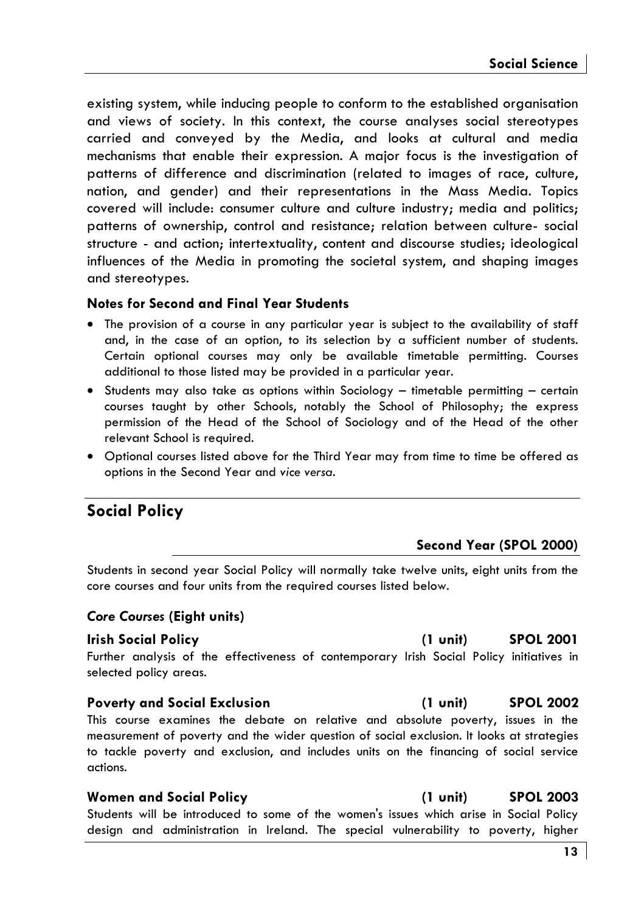existing system, while inducing people to conform to the established organisation and views of society. In this context, the course analyses social stereotypes carried and conveyed by the Media, and looks at cultural and media mechanisms that enable their expression. A major focus is the investigation of patterns of difference and discrimination (related to images of race, culture, nation, and gender) and their representations in the Mass Media. Topics covered will include: consumer culture and culture industry; media and politics; patterns of ownership, control and resistance; relation between culture- social structure - and action; intertextuality, content and discourse studies; ideological influences of the Media in promoting the societal system, and shaping images and stereotypes.

### Notes for Second and Final Year Students

- The provision of a course in any particular year is subject to the availability of staff and, in the case of an option, to its selection by a sufficient number of students. Certain optional courses may only be available timetable permitting. Courses additional to those listed may be provided in a particular year.
- Students may also take as options within Sociology – timetable permitting – certain courses taught by other Schools, notably the School of Philosophy; the express permission of the Head of the School of Sociology and of the Head of the other relevant School is required.
- Optional courses listed above for the Third Year may from time to time be offered as options in the Second Year and *vice versa*.

## Social Policy

### Second Year (SPOL 2000)

Students in second year Social Policy will normally take twelve units, eight units from the core courses and four units from the required courses listed below.

#### *Core Courses* (Eight units)

**Irish Social Policy (1 unit) SPOL 2001**

Further analysis of the effectiveness of contemporary Irish Social Policy initiatives in selected policy areas.

**Poverty and Social Exclusion (1 unit) SPOL 2002**

This course examines the debate on relative and absolute poverty, issues in the measurement of poverty and the wider question of social exclusion. It looks at strategies to tackle poverty and exclusion, and includes units on the financing of social service actions.

**Women and Social Policy (1 unit) SPOL 2003**

Students will be introduced to some of the women's issues which arise in Social Policy design and administration in Ireland. The special vulnerability to poverty, higher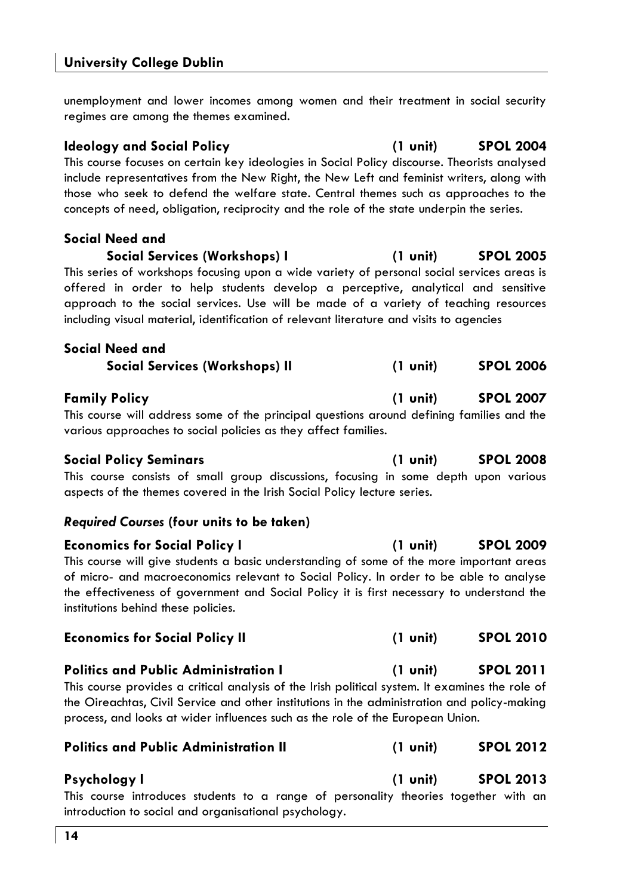unemployment and lower incomes among women and their treatment in social security regimes are among the themes examined.

**Ideology and Social Policy** **(1 unit)** **SPOL 2004**

This course focuses on certain key ideologies in Social Policy discourse. Theorists analysed include representatives from the New Right, the New Left and feminist writers, along with those who seek to defend the welfare state. Central themes such as approaches to the concepts of need, obligation, reciprocity and the role of the state underpin the series.

**Social Need and Social Services (Workshops) I** **(1 unit)** **SPOL 2005**

This series of workshops focusing upon a wide variety of personal social services areas is offered in order to help students develop a perceptive, analytical and sensitive approach to the social services. Use will be made of a variety of teaching resources including visual material, identification of relevant literature and visits to agencies

**Social Need and Social Services (Workshops) II** **(1 unit)** **SPOL 2006**

**Family Policy** **(1 unit)** **SPOL 2007**

This course will address some of the principal questions around defining families and the various approaches to social policies as they affect families.

**Social Policy Seminars** **(1 unit)** **SPOL 2008**

This course consists of small group discussions, focusing in some depth upon various aspects of the themes covered in the Irish Social Policy lecture series.

***Required Courses* (four units to be taken)**

**Economics for Social Policy I** **(1 unit)** **SPOL 2009**

This course will give students a basic understanding of some of the more important areas of micro- and macroeconomics relevant to Social Policy. In order to be able to analyse the effectiveness of government and Social Policy it is first necessary to understand the institutions behind these policies.

**Economics for Social Policy II** **(1 unit)** **SPOL 2010**

**Politics and Public Administration I** **(1 unit)** **SPOL 2011**

This course provides a critical analysis of the Irish political system. It examines the role of the Oireachtas, Civil Service and other institutions in the administration and policy-making process, and looks at wider influences such as the role of the European Union.

**Politics and Public Administration II** **(1 unit)** **SPOL 2012**

**Psychology I** **(1 unit)** **SPOL 2013**

This course introduces students to a range of personality theories together with an introduction to social and organisational psychology.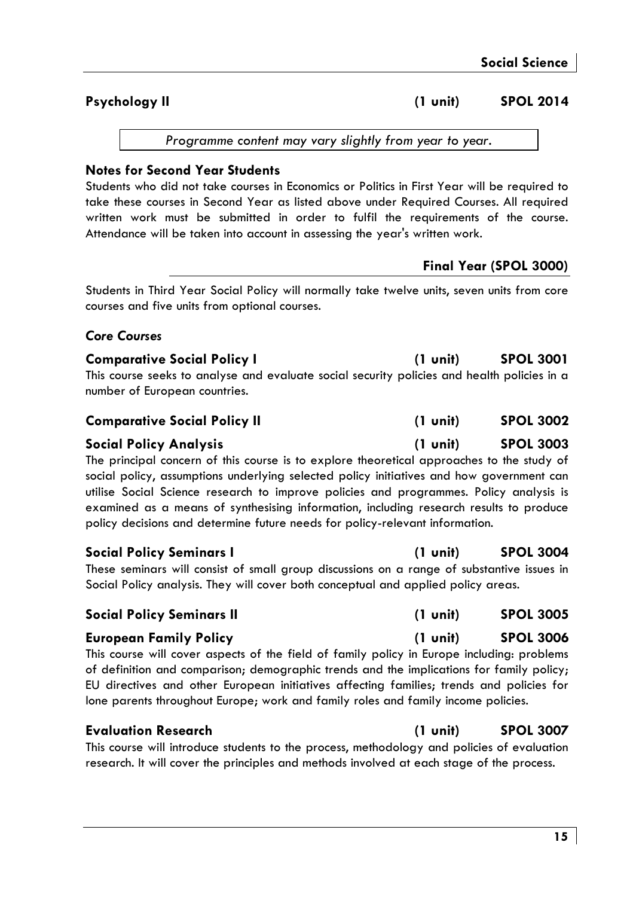**Psychology II** (1 unit) **SPOL 2014**

*Programme content may vary slightly from year to year.*

### Notes for Second Year Students

Students who did not take courses in Economics or Politics in First Year will be required to take these courses in Second Year as listed above under Required Courses. All required written work must be submitted in order to fulfil the requirements of the course. Attendance will be taken into account in assessing the year's written work.

## Final Year (SPOL 3000)

Students in Third Year Social Policy will normally take twelve units, seven units from core courses and five units from optional courses.

### *Core Courses*

**Comparative Social Policy I** (1 unit) **SPOL 3001**

This course seeks to analyse and evaluate social security policies and health policies in a number of European countries.

**Comparative Social Policy II** (1 unit) **SPOL 3002**

**Social Policy Analysis** (1 unit) **SPOL 3003**

The principal concern of this course is to explore theoretical approaches to the study of social policy, assumptions underlying selected policy initiatives and how government can utilise Social Science research to improve policies and programmes. Policy analysis is examined as a means of synthesising information, including research results to produce policy decisions and determine future needs for policy-relevant information.

**Social Policy Seminars I** (1 unit) **SPOL 3004**

These seminars will consist of small group discussions on a range of substantive issues in Social Policy analysis. They will cover both conceptual and applied policy areas.

**Social Policy Seminars II** (1 unit) **SPOL 3005**

**European Family Policy** (1 unit) **SPOL 3006**

This course will cover aspects of the field of family policy in Europe including: problems of definition and comparison; demographic trends and the implications for family policy; EU directives and other European initiatives affecting families; trends and policies for lone parents throughout Europe; work and family roles and family income policies.

**Evaluation Research** (1 unit) **SPOL 3007**

This course will introduce students to the process, methodology and policies of evaluation research. It will cover the principles and methods involved at each stage of the process.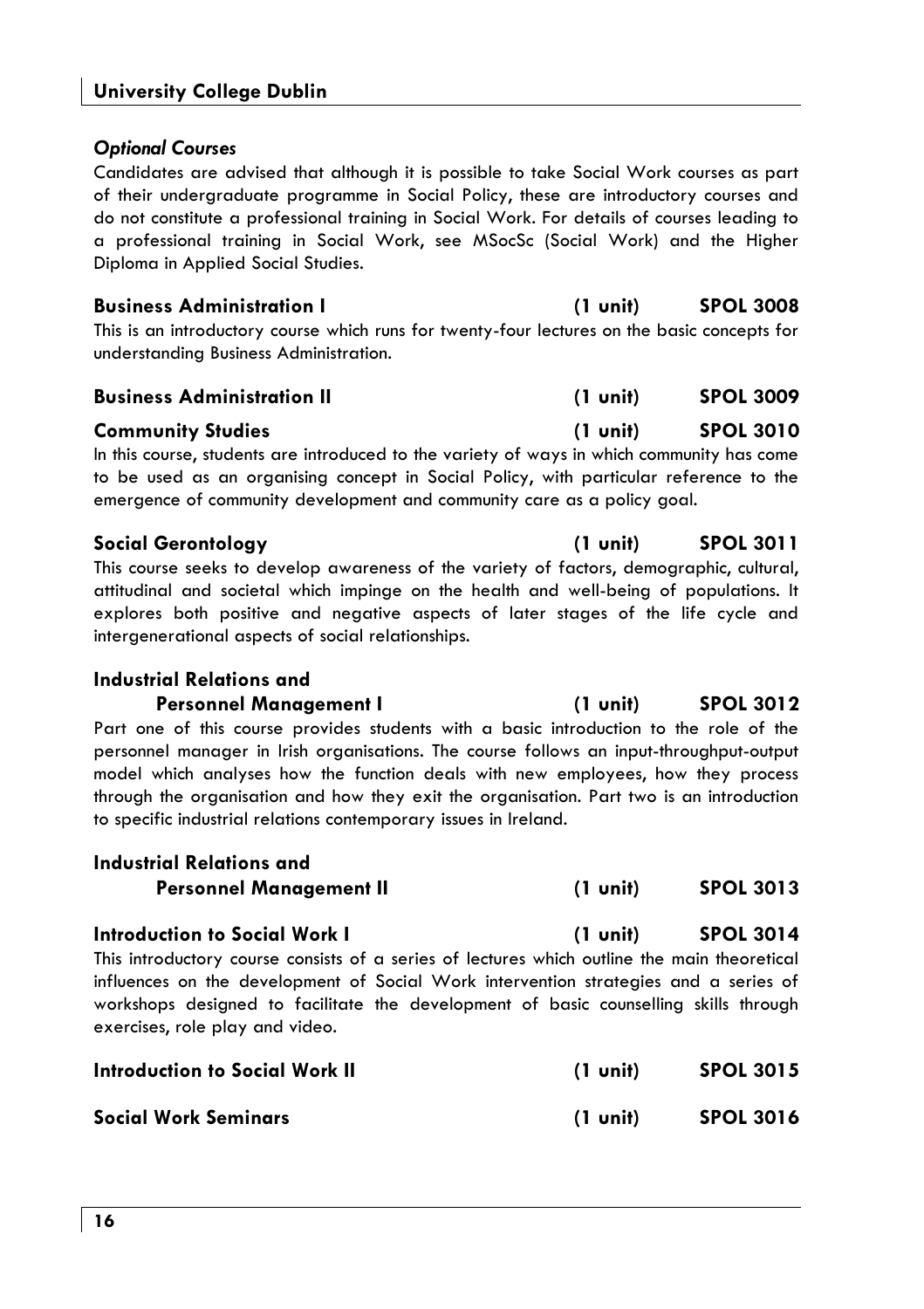### *Optional Courses*

Candidates are advised that although it is possible to take Social Work courses as part of their undergraduate programme in Social Policy, these are introductory courses and do not constitute a professional training in Social Work. For details of courses leading to a professional training in Social Work, see MSocSc (Social Work) and the Higher Diploma in Applied Social Studies.

**Business Administration I (1 unit) SPOL 3008**

This is an introductory course which runs for twenty-four lectures on the basic concepts for understanding Business Administration.

**Business Administration II (1 unit) SPOL 3009**

**Community Studies (1 unit) SPOL 3010**

In this course, students are introduced to the variety of ways in which community has come to be used as an organising concept in Social Policy, with particular reference to the emergence of community development and community care as a policy goal.

**Social Gerontology (1 unit) SPOL 3011**

This course seeks to develop awareness of the variety of factors, demographic, cultural, attitudinal and societal which impinge on the health and well-being of populations. It explores both positive and negative aspects of later stages of the life cycle and intergenerational aspects of social relationships.

**Industrial Relations and Personnel Management I (1 unit) SPOL 3012**

Part one of this course provides students with a basic introduction to the role of the personnel manager in Irish organisations. The course follows an input-throughput-output model which analyses how the function deals with new employees, how they process through the organisation and how they exit the organisation. Part two is an introduction to specific industrial relations contemporary issues in Ireland.

**Industrial Relations and Personnel Management II (1 unit) SPOL 3013**

**Introduction to Social Work I (1 unit) SPOL 3014**

This introductory course consists of a series of lectures which outline the main theoretical influences on the development of Social Work intervention strategies and a series of workshops designed to facilitate the development of basic counselling skills through exercises, role play and video.

**Introduction to Social Work II (1 unit) SPOL 3015**

**Social Work Seminars (1 unit) SPOL 3016**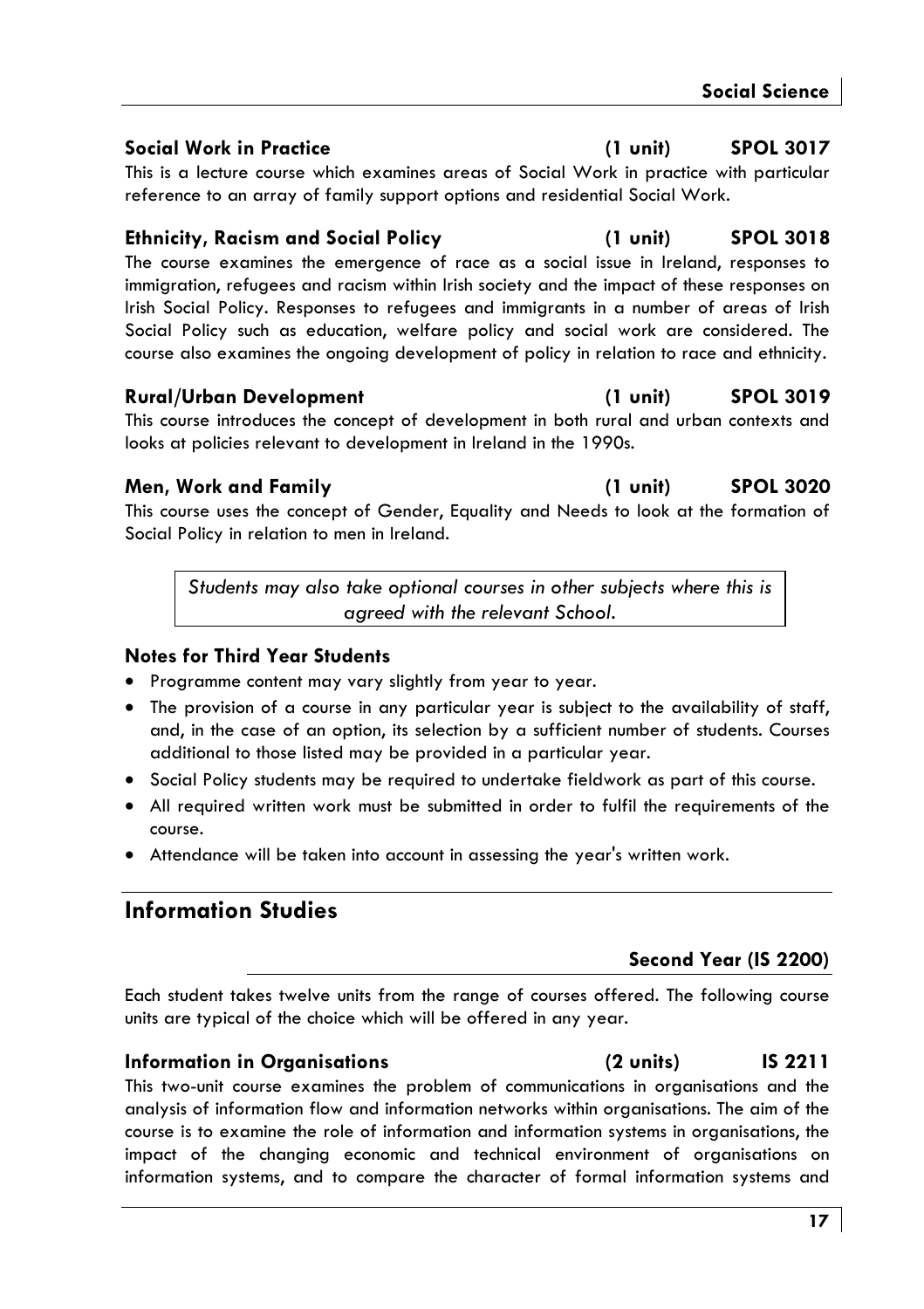### Social Work in Practice (1 unit) SPOL 3017

This is a lecture course which examines areas of Social Work in practice with particular reference to an array of family support options and residential Social Work.

### Ethnicity, Racism and Social Policy (1 unit) SPOL 3018

The course examines the emergence of race as a social issue in Ireland, responses to immigration, refugees and racism within Irish society and the impact of these responses on Irish Social Policy. Responses to refugees and immigrants in a number of areas of Irish Social Policy such as education, welfare policy and social work are considered. The course also examines the ongoing development of policy in relation to race and ethnicity.

### Rural/Urban Development (1 unit) SPOL 3019

This course introduces the concept of development in both rural and urban contexts and looks at policies relevant to development in Ireland in the 1990s.

### Men, Work and Family (1 unit) SPOL 3020

This course uses the concept of Gender, Equality and Needs to look at the formation of Social Policy in relation to men in Ireland.

*Students may also take optional courses in other subjects where this is agreed with the relevant School.*

### Notes for Third Year Students

- Programme content may vary slightly from year to year.
- The provision of a course in any particular year is subject to the availability of staff, and, in the case of an option, its selection by a sufficient number of students. Courses additional to those listed may be provided in a particular year.
- Social Policy students may be required to undertake fieldwork as part of this course.
- All required written work must be submitted in order to fulfil the requirements of the course.
- Attendance will be taken into account in assessing the year's written work.

## Information Studies

### Second Year (IS 2200)

Each student takes twelve units from the range of courses offered. The following course units are typical of the choice which will be offered in any year.

### Information in Organisations (2 units) IS 2211

This two-unit course examines the problem of communications in organisations and the analysis of information flow and information networks within organisations. The aim of the course is to examine the role of information and information systems in organisations, the impact of the changing economic and technical environment of organisations on information systems, and to compare the character of formal information systems and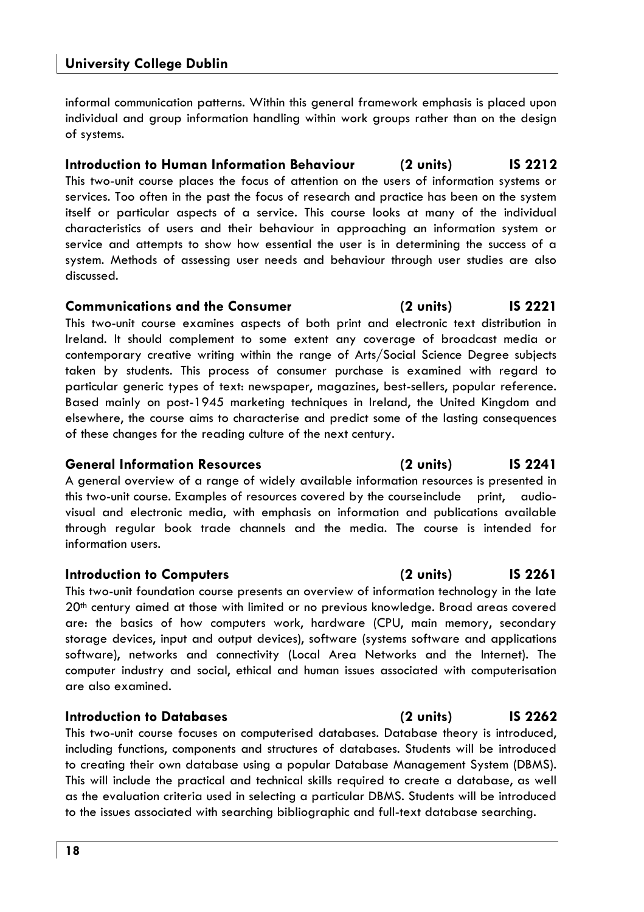informal communication patterns. Within this general framework emphasis is placed upon individual and group information handling within work groups rather than on the design of systems.

### Introduction to Human Information Behaviour (2 units) IS 2212

This two-unit course places the focus of attention on the users of information systems or services. Too often in the past the focus of research and practice has been on the system itself or particular aspects of a service. This course looks at many of the individual characteristics of users and their behaviour in approaching an information system or service and attempts to show how essential the user is in determining the success of a system. Methods of assessing user needs and behaviour through user studies are also discussed.

### Communications and the Consumer (2 units) IS 2221

This two-unit course examines aspects of both print and electronic text distribution in Ireland. It should complement to some extent any coverage of broadcast media or contemporary creative writing within the range of Arts/Social Science Degree subjects taken by students. This process of consumer purchase is examined with regard to particular generic types of text: newspaper, magazines, best-sellers, popular reference. Based mainly on post-1945 marketing techniques in Ireland, the United Kingdom and elsewhere, the course aims to characterise and predict some of the lasting consequences of these changes for the reading culture of the next century.

### General Information Resources (2 units) IS 2241

A general overview of a range of widely available information resources is presented in this two-unit course. Examples of resources covered by the courseinclude print, audio-visual and electronic media, with emphasis on information and publications available through regular book trade channels and the media. The course is intended for information users.

### Introduction to Computers (2 units) IS 2261

This two-unit foundation course presents an overview of information technology in the late 20th century aimed at those with limited or no previous knowledge. Broad areas covered are: the basics of how computers work, hardware (CPU, main memory, secondary storage devices, input and output devices), software (systems software and applications software), networks and connectivity (Local Area Networks and the Internet). The computer industry and social, ethical and human issues associated with computerisation are also examined.

### Introduction to Databases (2 units) IS 2262

This two-unit course focuses on computerised databases. Database theory is introduced, including functions, components and structures of databases. Students will be introduced to creating their own database using a popular Database Management System (DBMS). This will include the practical and technical skills required to create a database, as well as the evaluation criteria used in selecting a particular DBMS. Students will be introduced to the issues associated with searching bibliographic and full-text database searching.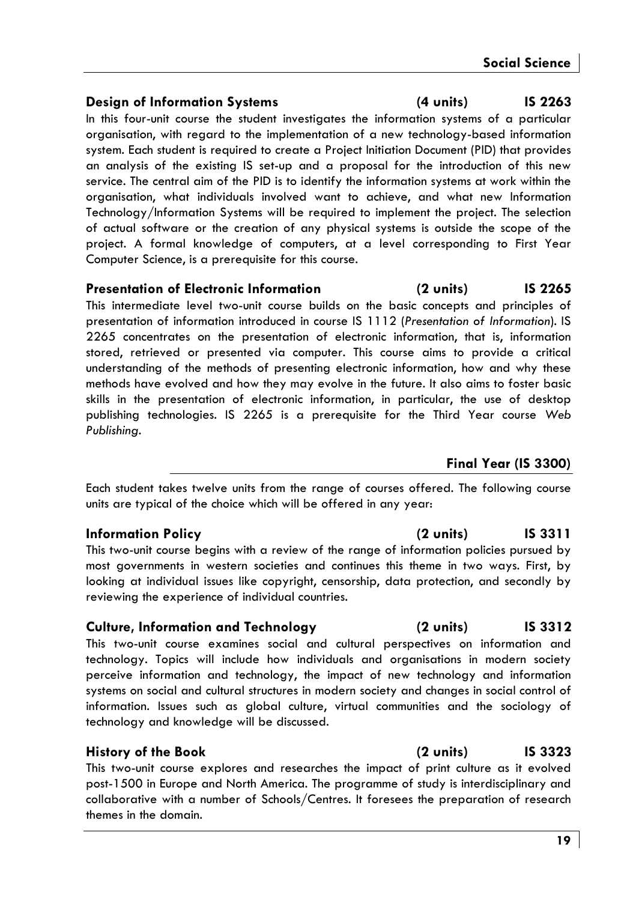### Design of Information Systems (4 units) IS 2263

In this four-unit course the student investigates the information systems of a particular organisation, with regard to the implementation of a new technology-based information system. Each student is required to create a Project Initiation Document (PID) that provides an analysis of the existing IS set-up and a proposal for the introduction of this new service. The central aim of the PID is to identify the information systems at work within the organisation, what individuals involved want to achieve, and what new Information Technology/Information Systems will be required to implement the project. The selection of actual software or the creation of any physical systems is outside the scope of the project. A formal knowledge of computers, at a level corresponding to First Year Computer Science, is a prerequisite for this course.

### Presentation of Electronic Information (2 units) IS 2265

This intermediate level two-unit course builds on the basic concepts and principles of presentation of information introduced in course IS 1112 (*Presentation of Information*). IS 2265 concentrates on the presentation of electronic information, that is, information stored, retrieved or presented via computer. This course aims to provide a critical understanding of the methods of presenting electronic information, how and why these methods have evolved and how they may evolve in the future. It also aims to foster basic skills in the presentation of electronic information, in particular, the use of desktop publishing technologies. IS 2265 is a prerequisite for the Third Year course *Web Publishing*.

## Final Year (IS 3300)

Each student takes twelve units from the range of courses offered. The following course units are typical of the choice which will be offered in any year:

### Information Policy (2 units) IS 3311

This two-unit course begins with a review of the range of information policies pursued by most governments in western societies and continues this theme in two ways. First, by looking at individual issues like copyright, censorship, data protection, and secondly by reviewing the experience of individual countries.

### Culture, Information and Technology (2 units) IS 3312

This two-unit course examines social and cultural perspectives on information and technology. Topics will include how individuals and organisations in modern society perceive information and technology, the impact of new technology and information systems on social and cultural structures in modern society and changes in social control of information. Issues such as global culture, virtual communities and the sociology of technology and knowledge will be discussed.

### History of the Book (2 units) IS 3323

This two-unit course explores and researches the impact of print culture as it evolved post-1500 in Europe and North America. The programme of study is interdisciplinary and collaborative with a number of Schools/Centres. It foresees the preparation of research themes in the domain.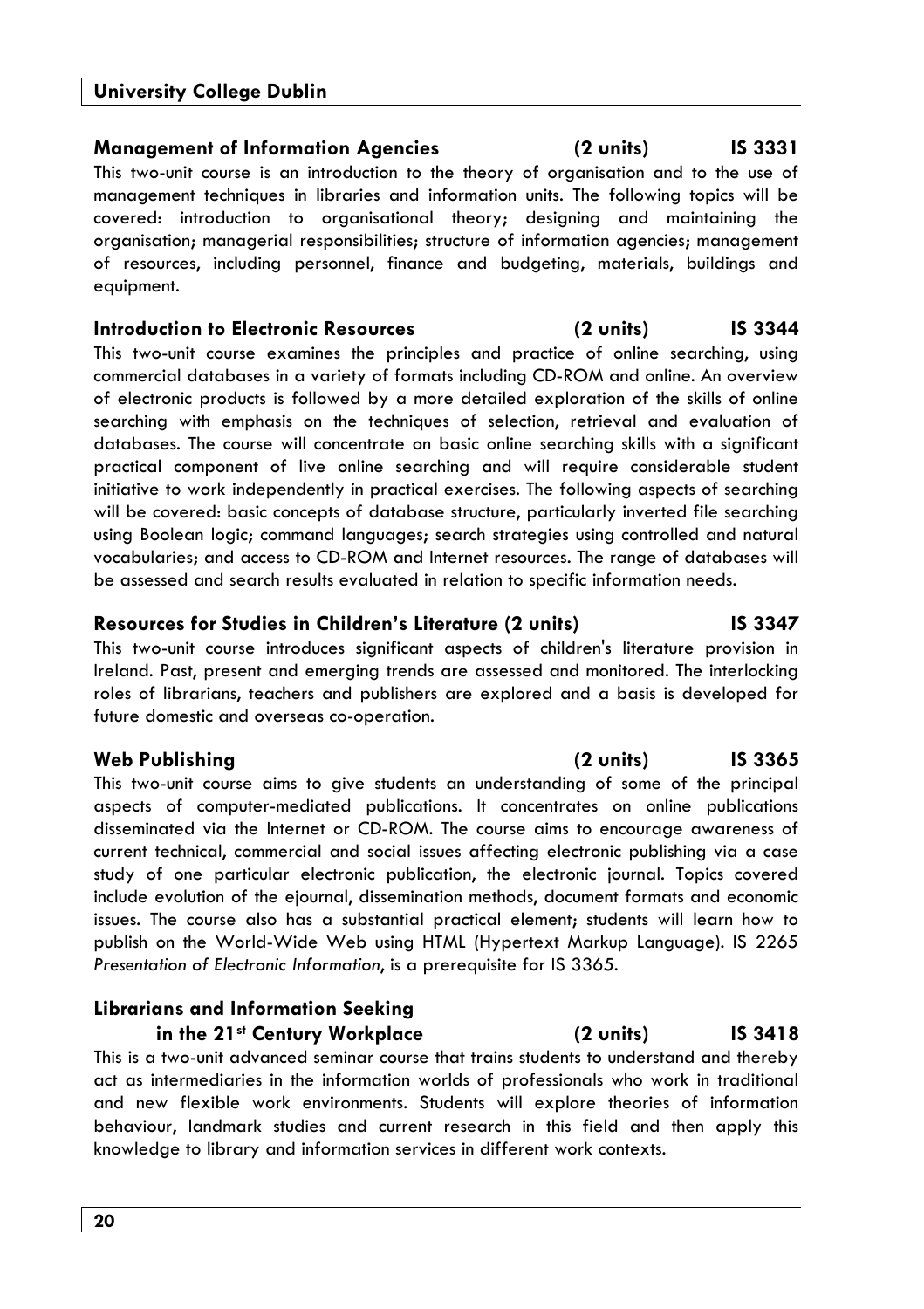### Management of Information Agencies (2 units) IS 3331

This two-unit course is an introduction to the theory of organisation and to the use of management techniques in libraries and information units. The following topics will be covered: introduction to organisational theory; designing and maintaining the organisation; managerial responsibilities; structure of information agencies; management of resources, including personnel, finance and budgeting, materials, buildings and equipment.

### Introduction to Electronic Resources (2 units) IS 3344

This two-unit course examines the principles and practice of online searching, using commercial databases in a variety of formats including CD-ROM and online. An overview of electronic products is followed by a more detailed exploration of the skills of online searching with emphasis on the techniques of selection, retrieval and evaluation of databases. The course will concentrate on basic online searching skills with a significant practical component of live online searching and will require considerable student initiative to work independently in practical exercises. The following aspects of searching will be covered: basic concepts of database structure, particularly inverted file searching using Boolean logic; command languages; search strategies using controlled and natural vocabularies; and access to CD-ROM and Internet resources. The range of databases will be assessed and search results evaluated in relation to specific information needs.

### Resources for Studies in Children's Literature (2 units) IS 3347

This two-unit course introduces significant aspects of children's literature provision in Ireland. Past, present and emerging trends are assessed and monitored. The interlocking roles of librarians, teachers and publishers are explored and a basis is developed for future domestic and overseas co-operation.

### Web Publishing (2 units) IS 3365

This two-unit course aims to give students an understanding of some of the principal aspects of computer-mediated publications. It concentrates on online publications disseminated via the Internet or CD-ROM. The course aims to encourage awareness of current technical, commercial and social issues affecting electronic publishing via a case study of one particular electronic publication, the electronic journal. Topics covered include evolution of the ejournal, dissemination methods, document formats and economic issues. The course also has a substantial practical element; students will learn how to publish on the World-Wide Web using HTML (Hypertext Markup Language). IS 2265 *Presentation of Electronic Information*, is a prerequisite for IS 3365.

### Librarians and Information Seeking in the 21st Century Workplace (2 units) IS 3418

This is a two-unit advanced seminar course that trains students to understand and thereby act as intermediaries in the information worlds of professionals who work in traditional and new flexible work environments. Students will explore theories of information behaviour, landmark studies and current research in this field and then apply this knowledge to library and information services in different work contexts.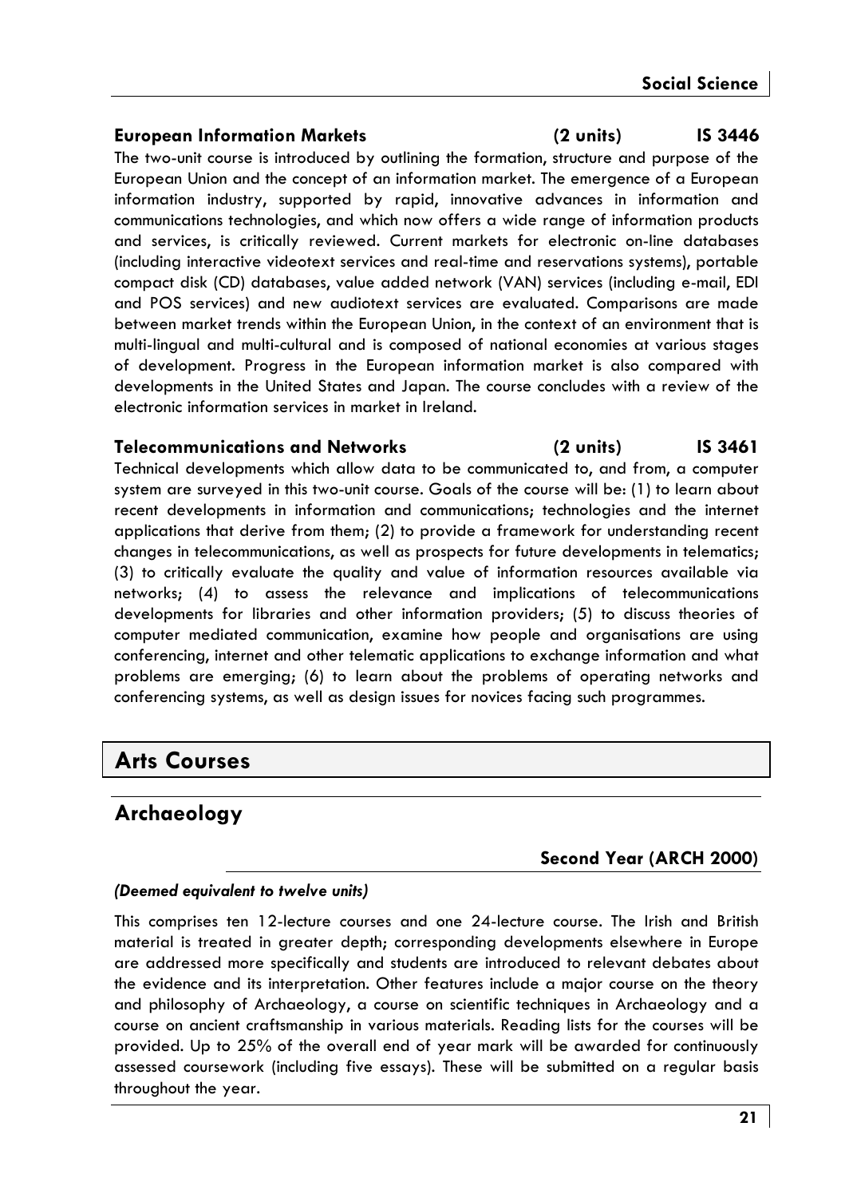### European Information Markets (2 units) IS 3446

The two-unit course is introduced by outlining the formation, structure and purpose of the European Union and the concept of an information market. The emergence of a European information industry, supported by rapid, innovative advances in information and communications technologies, and which now offers a wide range of information products and services, is critically reviewed. Current markets for electronic on-line databases (including interactive videotext services and real-time and reservations systems), portable compact disk (CD) databases, value added network (VAN) services (including e-mail, EDI and POS services) and new audiotext services are evaluated. Comparisons are made between market trends within the European Union, in the context of an environment that is multi-lingual and multi-cultural and is composed of national economies at various stages of development. Progress in the European information market is also compared with developments in the United States and Japan. The course concludes with a review of the electronic information services in market in Ireland.

### Telecommunications and Networks (2 units) IS 3461

Technical developments which allow data to be communicated to, and from, a computer system are surveyed in this two-unit course. Goals of the course will be: (1) to learn about recent developments in information and communications; technologies and the internet applications that derive from them; (2) to provide a framework for understanding recent changes in telecommunications, as well as prospects for future developments in telematics; (3) to critically evaluate the quality and value of information resources available via networks; (4) to assess the relevance and implications of telecommunications developments for libraries and other information providers; (5) to discuss theories of computer mediated communication, examine how people and organisations are using conferencing, internet and other telematic applications to exchange information and what problems are emerging; (6) to learn about the problems of operating networks and conferencing systems, as well as design issues for novices facing such programmes.

# Arts Courses

## Archaeology

### Second Year (ARCH 2000)

***(Deemed equivalent to twelve units)***

This comprises ten 12-lecture courses and one 24-lecture course. The Irish and British material is treated in greater depth; corresponding developments elsewhere in Europe are addressed more specifically and students are introduced to relevant debates about the evidence and its interpretation. Other features include a major course on the theory and philosophy of Archaeology, a course on scientific techniques in Archaeology and a course on ancient craftsmanship in various materials. Reading lists for the courses will be provided. Up to 25% of the overall end of year mark will be awarded for continuously assessed coursework (including five essays). These will be submitted on a regular basis throughout the year.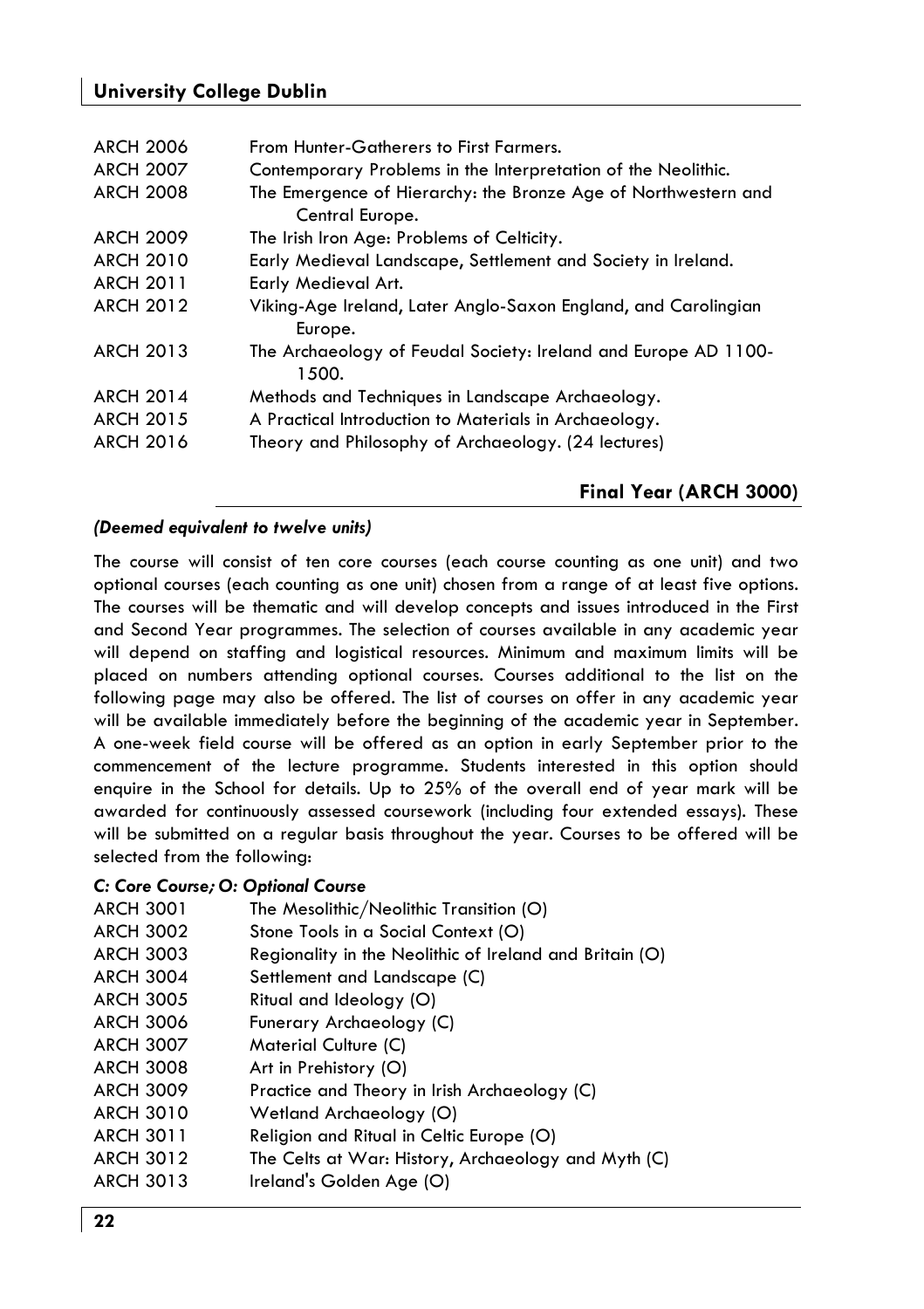| | |
|---|---|
| ARCH 2006 | From Hunter-Gatherers to First Farmers. |
| ARCH 2007 | Contemporary Problems in the Interpretation of the Neolithic. |
| ARCH 2008 | The Emergence of Hierarchy: the Bronze Age of Northwestern and Central Europe. |
| ARCH 2009 | The Irish Iron Age: Problems of Celticity. |
| ARCH 2010 | Early Medieval Landscape, Settlement and Society in Ireland. |
| ARCH 2011 | Early Medieval Art. |
| ARCH 2012 | Viking-Age Ireland, Later Anglo-Saxon England, and Carolingian Europe. |
| ARCH 2013 | The Archaeology of Feudal Society: Ireland and Europe AD 1100-1500. |
| ARCH 2014 | Methods and Techniques in Landscape Archaeology. |
| ARCH 2015 | A Practical Introduction to Materials in Archaeology. |
| ARCH 2016 | Theory and Philosophy of Archaeology. (24 lectures) |

## Final Year (ARCH 3000)

***(Deemed equivalent to twelve units)***

The course will consist of ten core courses (each course counting as one unit) and two optional courses (each counting as one unit) chosen from a range of at least five options. The courses will be thematic and will develop concepts and issues introduced in the First and Second Year programmes. The selection of courses available in any academic year will depend on staffing and logistical resources. Minimum and maximum limits will be placed on numbers attending optional courses. Courses additional to the list on the following page may also be offered. The list of courses on offer in any academic year will be available immediately before the beginning of the academic year in September. A one-week field course will be offered as an option in early September prior to the commencement of the lecture programme. Students interested in this option should enquire in the School for details. Up to 25% of the overall end of year mark will be awarded for continuously assessed coursework (including four extended essays). These will be submitted on a regular basis throughout the year. Courses to be offered will be selected from the following:

***C: Core Course; O: Optional Course***

| | |
|---|---|
| ARCH 3001 | The Mesolithic/Neolithic Transition (O) |
| ARCH 3002 | Stone Tools in a Social Context (O) |
| ARCH 3003 | Regionality in the Neolithic of Ireland and Britain (O) |
| ARCH 3004 | Settlement and Landscape (C) |
| ARCH 3005 | Ritual and Ideology (O) |
| ARCH 3006 | Funerary Archaeology (C) |
| ARCH 3007 | Material Culture (C) |
| ARCH 3008 | Art in Prehistory (O) |
| ARCH 3009 | Practice and Theory in Irish Archaeology (C) |
| ARCH 3010 | Wetland Archaeology (O) |
| ARCH 3011 | Religion and Ritual in Celtic Europe (O) |
| ARCH 3012 | The Celts at War: History, Archaeology and Myth (C) |
| ARCH 3013 | Ireland's Golden Age (O) |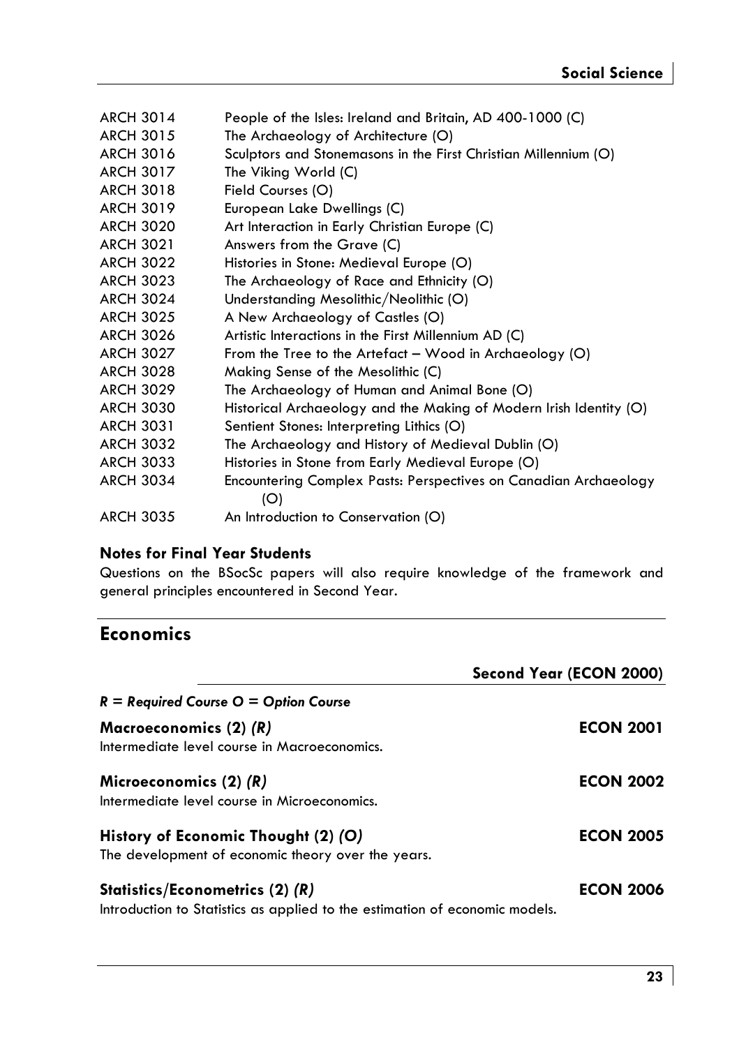| | |
|---|---|
| ARCH 3014 | People of the Isles: Ireland and Britain, AD 400-1000 (C) |
| ARCH 3015 | The Archaeology of Architecture (O) |
| ARCH 3016 | Sculptors and Stonemasons in the First Christian Millennium (O) |
| ARCH 3017 | The Viking World (C) |
| ARCH 3018 | Field Courses (O) |
| ARCH 3019 | European Lake Dwellings (C) |
| ARCH 3020 | Art Interaction in Early Christian Europe (C) |
| ARCH 3021 | Answers from the Grave (C) |
| ARCH 3022 | Histories in Stone: Medieval Europe (O) |
| ARCH 3023 | The Archaeology of Race and Ethnicity (O) |
| ARCH 3024 | Understanding Mesolithic/Neolithic (O) |
| ARCH 3025 | A New Archaeology of Castles (O) |
| ARCH 3026 | Artistic Interactions in the First Millennium AD (C) |
| ARCH 3027 | From the Tree to the Artefact – Wood in Archaeology (O) |
| ARCH 3028 | Making Sense of the Mesolithic (C) |
| ARCH 3029 | The Archaeology of Human and Animal Bone (O) |
| ARCH 3030 | Historical Archaeology and the Making of Modern Irish Identity (O) |
| ARCH 3031 | Sentient Stones: Interpreting Lithics (O) |
| ARCH 3032 | The Archaeology and History of Medieval Dublin (O) |
| ARCH 3033 | Histories in Stone from Early Medieval Europe (O) |
| ARCH 3034 | Encountering Complex Pasts: Perspectives on Canadian Archaeology (O) |
| ARCH 3035 | An Introduction to Conservation (O) |

### Notes for Final Year Students

Questions on the BSocSc papers will also require knowledge of the framework and general principles encountered in Second Year.

## Economics

### Second Year (ECON 2000)

***R = Required Course O = Option Course***

**Macroeconomics (2) *(R)*** — **ECON 2001**
Intermediate level course in Macroeconomics.

**Microeconomics (2) *(R)*** — **ECON 2002**
Intermediate level course in Microeconomics.

**History of Economic Thought (2) *(O)*** — **ECON 2005**
The development of economic theory over the years.

**Statistics/Econometrics (2) *(R)*** — **ECON 2006**
Introduction to Statistics as applied to the estimation of economic models.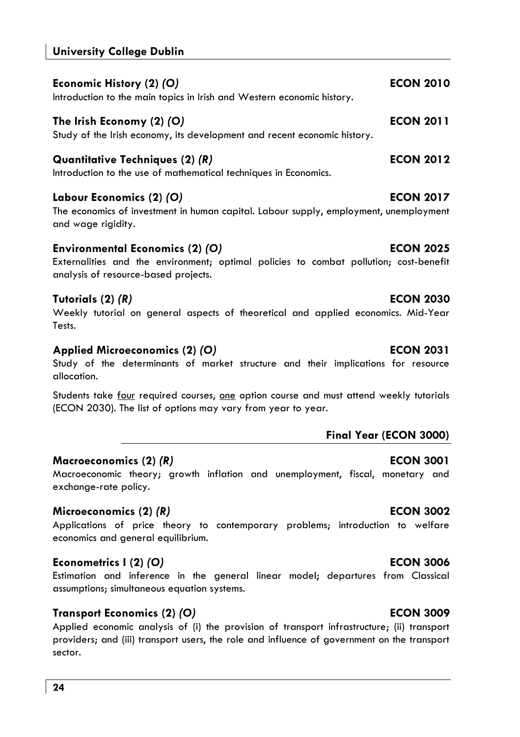### Economic History (2) *(O)* — ECON 2010

Introduction to the main topics in Irish and Western economic history.

### The Irish Economy (2) *(O)* — ECON 2011

Study of the Irish economy, its development and recent economic history.

### Quantitative Techniques (2) *(R)* — ECON 2012

Introduction to the use of mathematical techniques in Economics.

### Labour Economics (2) *(O)* — ECON 2017

The economics of investment in human capital. Labour supply, employment, unemployment and wage rigidity.

### Environmental Economics (2) *(O)* — ECON 2025

Externalities and the environment; optimal policies to combat pollution; cost-benefit analysis of resource-based projects.

### Tutorials (2) *(R)* — ECON 2030

Weekly tutorial on general aspects of theoretical and applied economics. Mid-Year Tests.

### Applied Microeconomics (2) *(O)* — ECON 2031

Study of the determinants of market structure and their implications for resource allocation.

Students take four required courses, one option course and must attend weekly tutorials (ECON 2030). The list of options may vary from year to year.

## Final Year (ECON 3000)

### Macroeconomics (2) *(R)* — ECON 3001

Macroeconomic theory; growth inflation and unemployment, fiscal, monetary and exchange-rate policy.

### Microeconomics (2) *(R)* — ECON 3002

Applications of price theory to contemporary problems; introduction to welfare economics and general equilibrium.

### Econometrics I (2) *(O)* — ECON 3006

Estimation and inference in the general linear model; departures from Classical assumptions; simultaneous equation systems.

### Transport Economics (2) *(O)* — ECON 3009

Applied economic analysis of (i) the provision of transport infrastructure; (ii) transport providers; and (iii) transport users, the role and influence of government on the transport sector.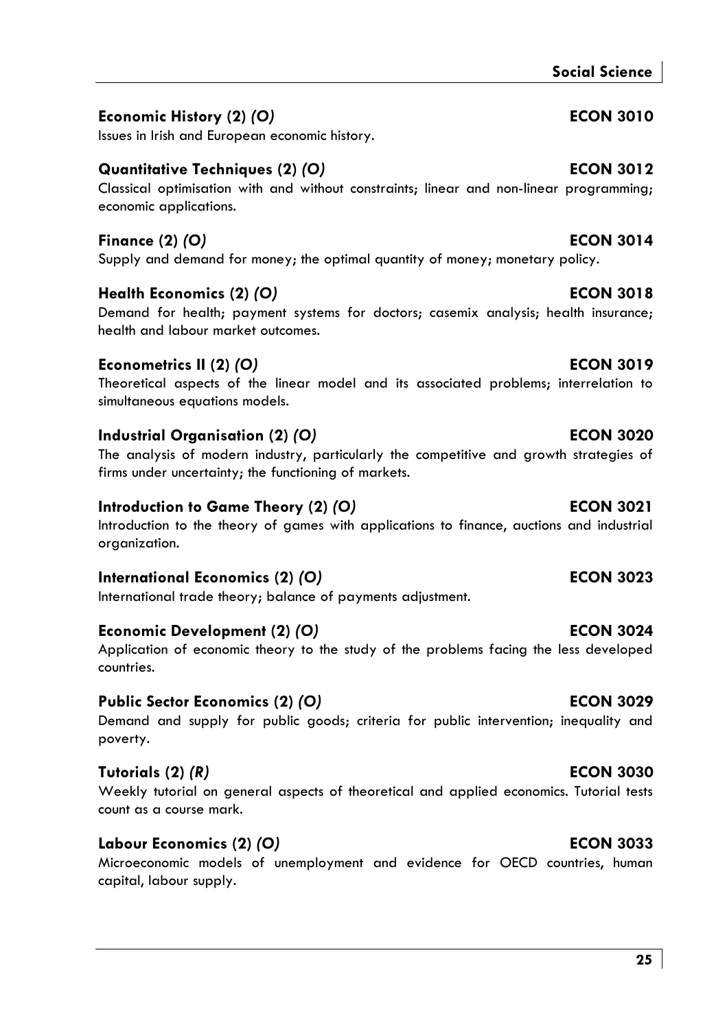**Economic History (2)** ***(O)*** **ECON 3010**

Issues in Irish and European economic history.

**Quantitative Techniques (2)** ***(O)*** **ECON 3012**

Classical optimisation with and without constraints; linear and non-linear programming; economic applications.

**Finance (2)** ***(O)*** **ECON 3014**

Supply and demand for money; the optimal quantity of money; monetary policy.

**Health Economics (2)** ***(O)*** **ECON 3018**

Demand for health; payment systems for doctors; casemix analysis; health insurance; health and labour market outcomes.

**Econometrics II (2)** ***(O)*** **ECON 3019**

Theoretical aspects of the linear model and its associated problems; interrelation to simultaneous equations models.

**Industrial Organisation (2)** ***(O)*** **ECON 3020**

The analysis of modern industry, particularly the competitive and growth strategies of firms under uncertainty; the functioning of markets.

**Introduction to Game Theory (2)** ***(O)*** **ECON 3021**

Introduction to the theory of games with applications to finance, auctions and industrial organization.

**International Economics (2)** ***(O)*** **ECON 3023**

International trade theory; balance of payments adjustment.

**Economic Development (2)** ***(O)*** **ECON 3024**

Application of economic theory to the study of the problems facing the less developed countries.

**Public Sector Economics (2)** ***(O)*** **ECON 3029**

Demand and supply for public goods; criteria for public intervention; inequality and poverty.

**Tutorials (2)** ***(R)*** **ECON 3030**

Weekly tutorial on general aspects of theoretical and applied economics. Tutorial tests count as a course mark.

**Labour Economics (2)** ***(O)*** **ECON 3033**

Microeconomic models of unemployment and evidence for OECD countries, human capital, labour supply.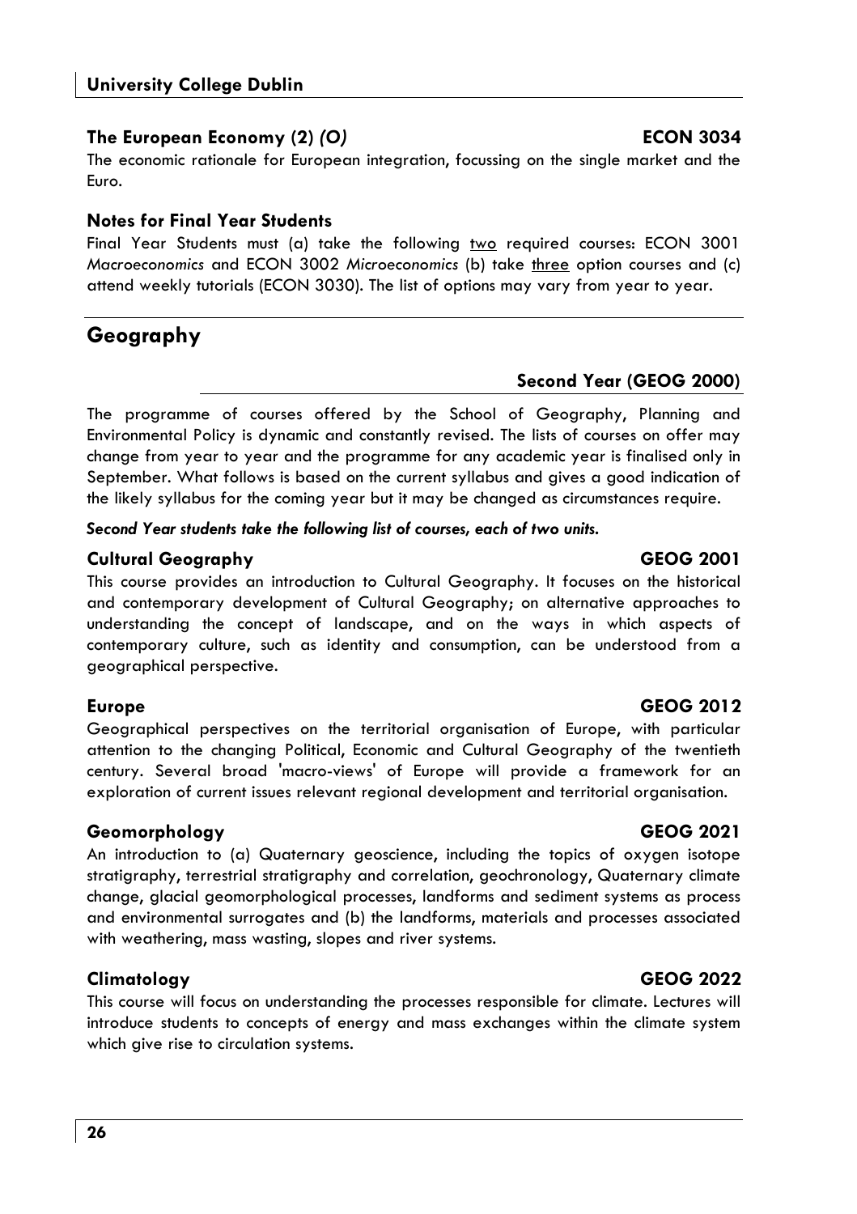### The European Economy (2) *(O)* ECON 3034

The economic rationale for European integration, focussing on the single market and the Euro.

### Notes for Final Year Students

Final Year Students must (a) take the following two required courses: ECON 3001 *Macroeconomics* and ECON 3002 *Microeconomics* (b) take three option courses and (c) attend weekly tutorials (ECON 3030). The list of options may vary from year to year.

## Geography

### Second Year (GEOG 2000)

The programme of courses offered by the School of Geography, Planning and Environmental Policy is dynamic and constantly revised. The lists of courses on offer may change from year to year and the programme for any academic year is finalised only in September. What follows is based on the current syllabus and gives a good indication of the likely syllabus for the coming year but it may be changed as circumstances require.

***Second Year students take the following list of courses, each of two units.***

### Cultural Geography GEOG 2001

This course provides an introduction to Cultural Geography. It focuses on the historical and contemporary development of Cultural Geography; on alternative approaches to understanding the concept of landscape, and on the ways in which aspects of contemporary culture, such as identity and consumption, can be understood from a geographical perspective.

### Europe GEOG 2012

Geographical perspectives on the territorial organisation of Europe, with particular attention to the changing Political, Economic and Cultural Geography of the twentieth century. Several broad 'macro-views' of Europe will provide a framework for an exploration of current issues relevant regional development and territorial organisation.

### Geomorphology GEOG 2021

An introduction to (a) Quaternary geoscience, including the topics of oxygen isotope stratigraphy, terrestrial stratigraphy and correlation, geochronology, Quaternary climate change, glacial geomorphological processes, landforms and sediment systems as process and environmental surrogates and (b) the landforms, materials and processes associated with weathering, mass wasting, slopes and river systems.

### Climatology GEOG 2022

This course will focus on understanding the processes responsible for climate. Lectures will introduce students to concepts of energy and mass exchanges within the climate system which give rise to circulation systems.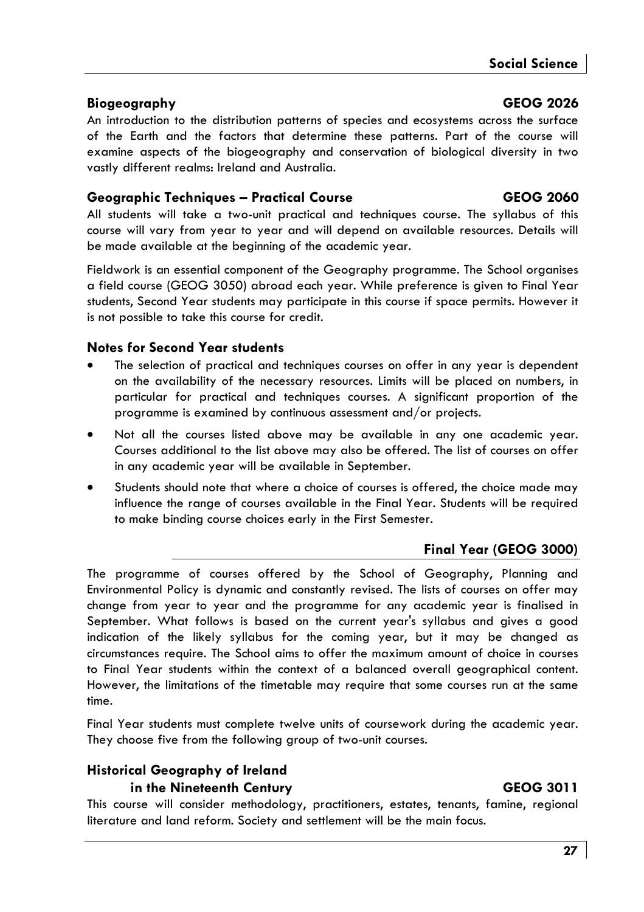### Biogeography GEOG 2026

An introduction to the distribution patterns of species and ecosystems across the surface of the Earth and the factors that determine these patterns. Part of the course will examine aspects of the biogeography and conservation of biological diversity in two vastly different realms: Ireland and Australia.

### Geographic Techniques – Practical Course GEOG 2060

All students will take a two-unit practical and techniques course. The syllabus of this course will vary from year to year and will depend on available resources. Details will be made available at the beginning of the academic year.

Fieldwork is an essential component of the Geography programme. The School organises a field course (GEOG 3050) abroad each year. While preference is given to Final Year students, Second Year students may participate in this course if space permits. However it is not possible to take this course for credit.

### Notes for Second Year students

- The selection of practical and techniques courses on offer in any year is dependent on the availability of the necessary resources. Limits will be placed on numbers, in particular for practical and techniques courses. A significant proportion of the programme is examined by continuous assessment and/or projects.
- Not all the courses listed above may be available in any one academic year. Courses additional to the list above may also be offered. The list of courses on offer in any academic year will be available in September.
- Students should note that where a choice of courses is offered, the choice made may influence the range of courses available in the Final Year. Students will be required to make binding course choices early in the First Semester.

## Final Year (GEOG 3000)

The programme of courses offered by the School of Geography, Planning and Environmental Policy is dynamic and constantly revised. The lists of courses on offer may change from year to year and the programme for any academic year is finalised in September. What follows is based on the current year's syllabus and gives a good indication of the likely syllabus for the coming year, but it may be changed as circumstances require. The School aims to offer the maximum amount of choice in courses to Final Year students within the context of a balanced overall geographical content. However, the limitations of the timetable may require that some courses run at the same time.

Final Year students must complete twelve units of coursework during the academic year. They choose five from the following group of two-unit courses.

### Historical Geography of Ireland in the Nineteenth Century GEOG 3011

This course will consider methodology, practitioners, estates, tenants, famine, regional literature and land reform. Society and settlement will be the main focus.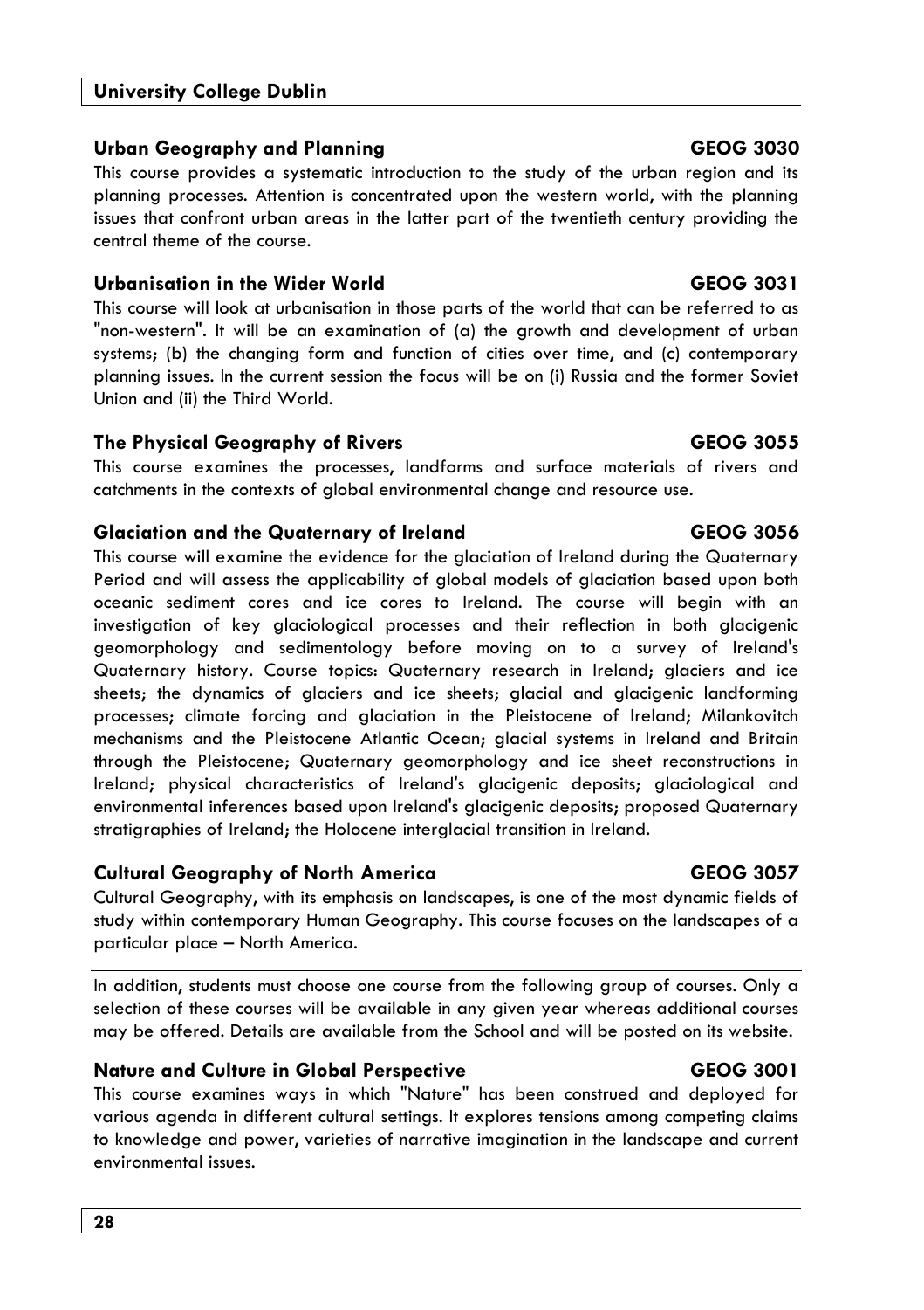### Urban Geography and Planning GEOG 3030

This course provides a systematic introduction to the study of the urban region and its planning processes. Attention is concentrated upon the western world, with the planning issues that confront urban areas in the latter part of the twentieth century providing the central theme of the course.

### Urbanisation in the Wider World GEOG 3031

This course will look at urbanisation in those parts of the world that can be referred to as "non-western". It will be an examination of (a) the growth and development of urban systems; (b) the changing form and function of cities over time, and (c) contemporary planning issues. In the current session the focus will be on (i) Russia and the former Soviet Union and (ii) the Third World.

### The Physical Geography of Rivers GEOG 3055

This course examines the processes, landforms and surface materials of rivers and catchments in the contexts of global environmental change and resource use.

### Glaciation and the Quaternary of Ireland GEOG 3056

This course will examine the evidence for the glaciation of Ireland during the Quaternary Period and will assess the applicability of global models of glaciation based upon both oceanic sediment cores and ice cores to Ireland. The course will begin with an investigation of key glaciological processes and their reflection in both glacigenic geomorphology and sedimentology before moving on to a survey of Ireland's Quaternary history. Course topics: Quaternary research in Ireland; glaciers and ice sheets; the dynamics of glaciers and ice sheets; glacial and glacigenic landforming processes; climate forcing and glaciation in the Pleistocene of Ireland; Milankovitch mechanisms and the Pleistocene Atlantic Ocean; glacial systems in Ireland and Britain through the Pleistocene; Quaternary geomorphology and ice sheet reconstructions in Ireland; physical characteristics of Ireland's glacigenic deposits; glaciological and environmental inferences based upon Ireland's glacigenic deposits; proposed Quaternary stratigraphies of Ireland; the Holocene interglacial transition in Ireland.

### Cultural Geography of North America GEOG 3057

Cultural Geography, with its emphasis on landscapes, is one of the most dynamic fields of study within contemporary Human Geography. This course focuses on the landscapes of a particular place – North America.

---

In addition, students must choose one course from the following group of courses. Only a selection of these courses will be available in any given year whereas additional courses may be offered. Details are available from the School and will be posted on its website.

### Nature and Culture in Global Perspective GEOG 3001

This course examines ways in which "Nature" has been construed and deployed for various agenda in different cultural settings. It explores tensions among competing claims to knowledge and power, varieties of narrative imagination in the landscape and current environmental issues.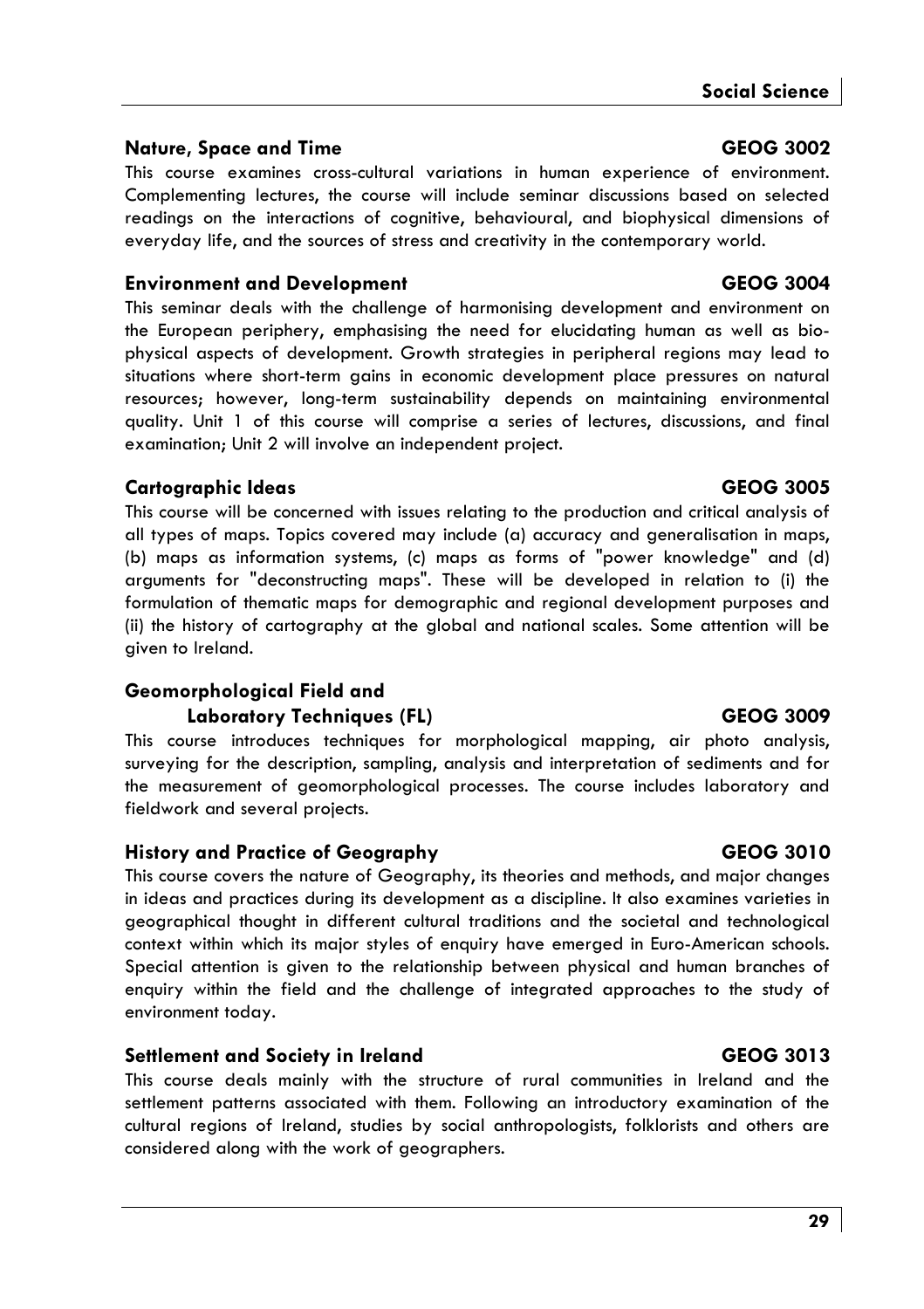### Nature, Space and Time — GEOG 3002

This course examines cross-cultural variations in human experience of environment. Complementing lectures, the course will include seminar discussions based on selected readings on the interactions of cognitive, behavioural, and biophysical dimensions of everyday life, and the sources of stress and creativity in the contemporary world.

### Environment and Development — GEOG 3004

This seminar deals with the challenge of harmonising development and environment on the European periphery, emphasising the need for elucidating human as well as bio-physical aspects of development. Growth strategies in peripheral regions may lead to situations where short-term gains in economic development place pressures on natural resources; however, long-term sustainability depends on maintaining environmental quality. Unit 1 of this course will comprise a series of lectures, discussions, and final examination; Unit 2 will involve an independent project.

### Cartographic Ideas — GEOG 3005

This course will be concerned with issues relating to the production and critical analysis of all types of maps. Topics covered may include (a) accuracy and generalisation in maps, (b) maps as information systems, (c) maps as forms of "power knowledge" and (d) arguments for "deconstructing maps". These will be developed in relation to (i) the formulation of thematic maps for demographic and regional development purposes and (ii) the history of cartography at the global and national scales. Some attention will be given to Ireland.

### Geomorphological Field and Laboratory Techniques (FL) — GEOG 3009

This course introduces techniques for morphological mapping, air photo analysis, surveying for the description, sampling, analysis and interpretation of sediments and for the measurement of geomorphological processes. The course includes laboratory and fieldwork and several projects.

### History and Practice of Geography — GEOG 3010

This course covers the nature of Geography, its theories and methods, and major changes in ideas and practices during its development as a discipline. It also examines varieties in geographical thought in different cultural traditions and the societal and technological context within which its major styles of enquiry have emerged in Euro-American schools. Special attention is given to the relationship between physical and human branches of enquiry within the field and the challenge of integrated approaches to the study of environment today.

### Settlement and Society in Ireland — GEOG 3013

This course deals mainly with the structure of rural communities in Ireland and the settlement patterns associated with them. Following an introductory examination of the cultural regions of Ireland, studies by social anthropologists, folklorists and others are considered along with the work of geographers.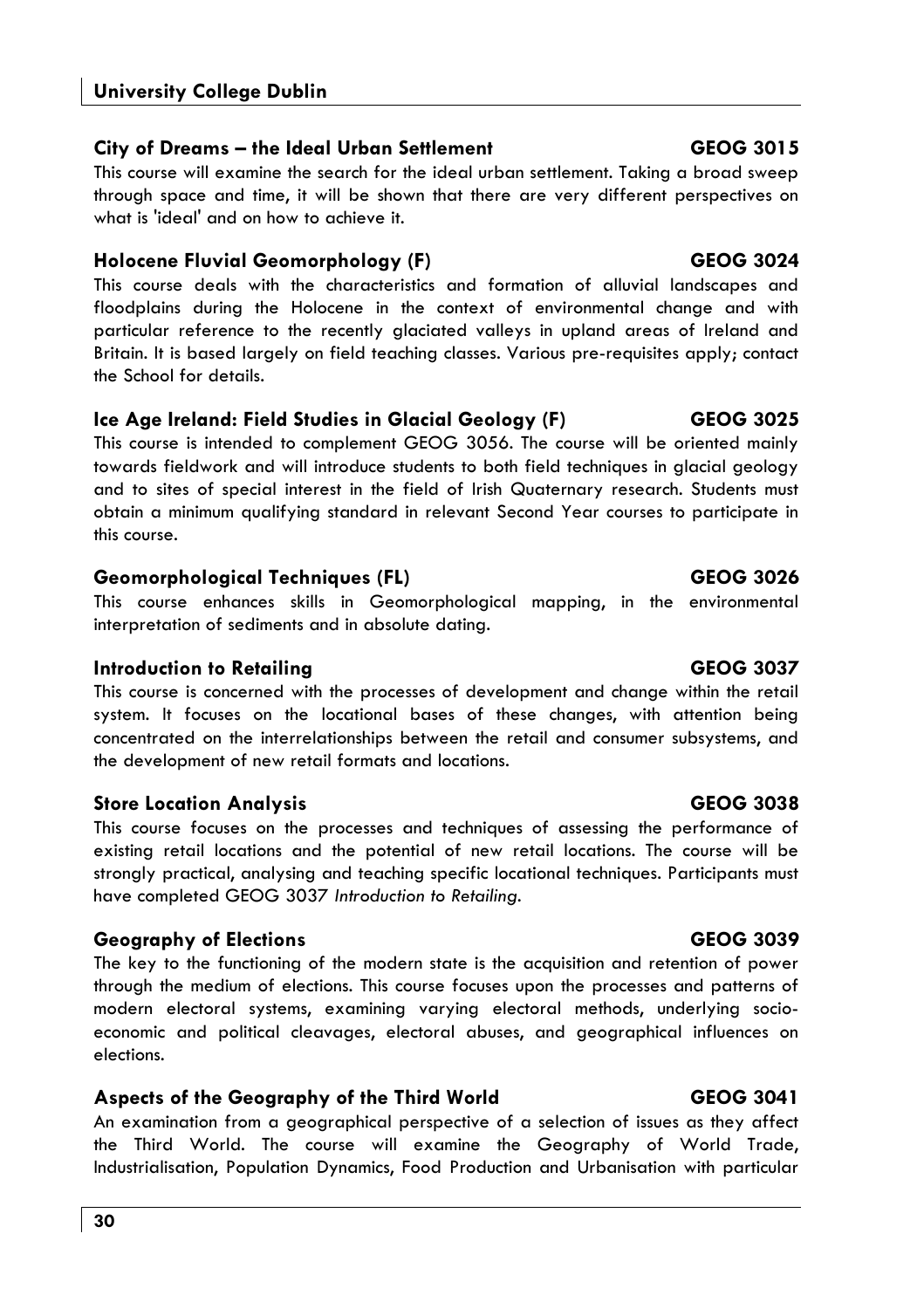### City of Dreams – the Ideal Urban Settlement GEOG 3015

This course will examine the search for the ideal urban settlement. Taking a broad sweep through space and time, it will be shown that there are very different perspectives on what is 'ideal' and on how to achieve it.

### Holocene Fluvial Geomorphology (F) GEOG 3024

This course deals with the characteristics and formation of alluvial landscapes and floodplains during the Holocene in the context of environmental change and with particular reference to the recently glaciated valleys in upland areas of Ireland and Britain. It is based largely on field teaching classes. Various pre-requisites apply; contact the School for details.

### Ice Age Ireland: Field Studies in Glacial Geology (F) GEOG 3025

This course is intended to complement GEOG 3056. The course will be oriented mainly towards fieldwork and will introduce students to both field techniques in glacial geology and to sites of special interest in the field of Irish Quaternary research. Students must obtain a minimum qualifying standard in relevant Second Year courses to participate in this course.

### Geomorphological Techniques (FL) GEOG 3026

This course enhances skills in Geomorphological mapping, in the environmental interpretation of sediments and in absolute dating.

### Introduction to Retailing GEOG 3037

This course is concerned with the processes of development and change within the retail system. It focuses on the locational bases of these changes, with attention being concentrated on the interrelationships between the retail and consumer subsystems, and the development of new retail formats and locations.

### Store Location Analysis GEOG 3038

This course focuses on the processes and techniques of assessing the performance of existing retail locations and the potential of new retail locations. The course will be strongly practical, analysing and teaching specific locational techniques. Participants must have completed GEOG 3037 *Introduction to Retailing*.

### Geography of Elections GEOG 3039

The key to the functioning of the modern state is the acquisition and retention of power through the medium of elections. This course focuses upon the processes and patterns of modern electoral systems, examining varying electoral methods, underlying socio-economic and political cleavages, electoral abuses, and geographical influences on elections.

### Aspects of the Geography of the Third World GEOG 3041

An examination from a geographical perspective of a selection of issues as they affect the Third World. The course will examine the Geography of World Trade, Industrialisation, Population Dynamics, Food Production and Urbanisation with particular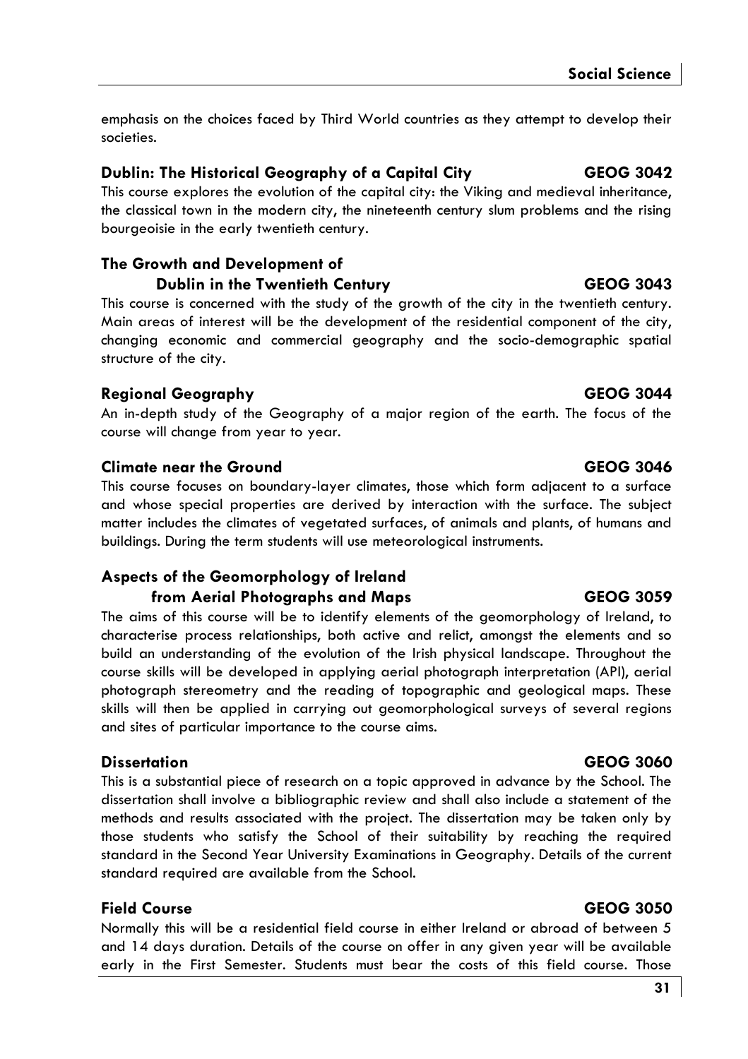emphasis on the choices faced by Third World countries as they attempt to develop their societies.

### Dublin: The Historical Geography of a Capital City — GEOG 3042

This course explores the evolution of the capital city: the Viking and medieval inheritance, the classical town in the modern city, the nineteenth century slum problems and the rising bourgeoisie in the early twentieth century.

### The Growth and Development of Dublin in the Twentieth Century — GEOG 3043

This course is concerned with the study of the growth of the city in the twentieth century. Main areas of interest will be the development of the residential component of the city, changing economic and commercial geography and the socio-demographic spatial structure of the city.

### Regional Geography — GEOG 3044

An in-depth study of the Geography of a major region of the earth. The focus of the course will change from year to year.

### Climate near the Ground — GEOG 3046

This course focuses on boundary-layer climates, those which form adjacent to a surface and whose special properties are derived by interaction with the surface. The subject matter includes the climates of vegetated surfaces, of animals and plants, of humans and buildings. During the term students will use meteorological instruments.

### Aspects of the Geomorphology of Ireland from Aerial Photographs and Maps — GEOG 3059

The aims of this course will be to identify elements of the geomorphology of Ireland, to characterise process relationships, both active and relict, amongst the elements and so build an understanding of the evolution of the Irish physical landscape. Throughout the course skills will be developed in applying aerial photograph interpretation (API), aerial photograph stereometry and the reading of topographic and geological maps. These skills will then be applied in carrying out geomorphological surveys of several regions and sites of particular importance to the course aims.

### Dissertation — GEOG 3060

This is a substantial piece of research on a topic approved in advance by the School. The dissertation shall involve a bibliographic review and shall also include a statement of the methods and results associated with the project. The dissertation may be taken only by those students who satisfy the School of their suitability by reaching the required standard in the Second Year University Examinations in Geography. Details of the current standard required are available from the School.

### Field Course — GEOG 3050

Normally this will be a residential field course in either Ireland or abroad of between 5 and 14 days duration. Details of the course on offer in any given year will be available early in the First Semester. Students must bear the costs of this field course. Those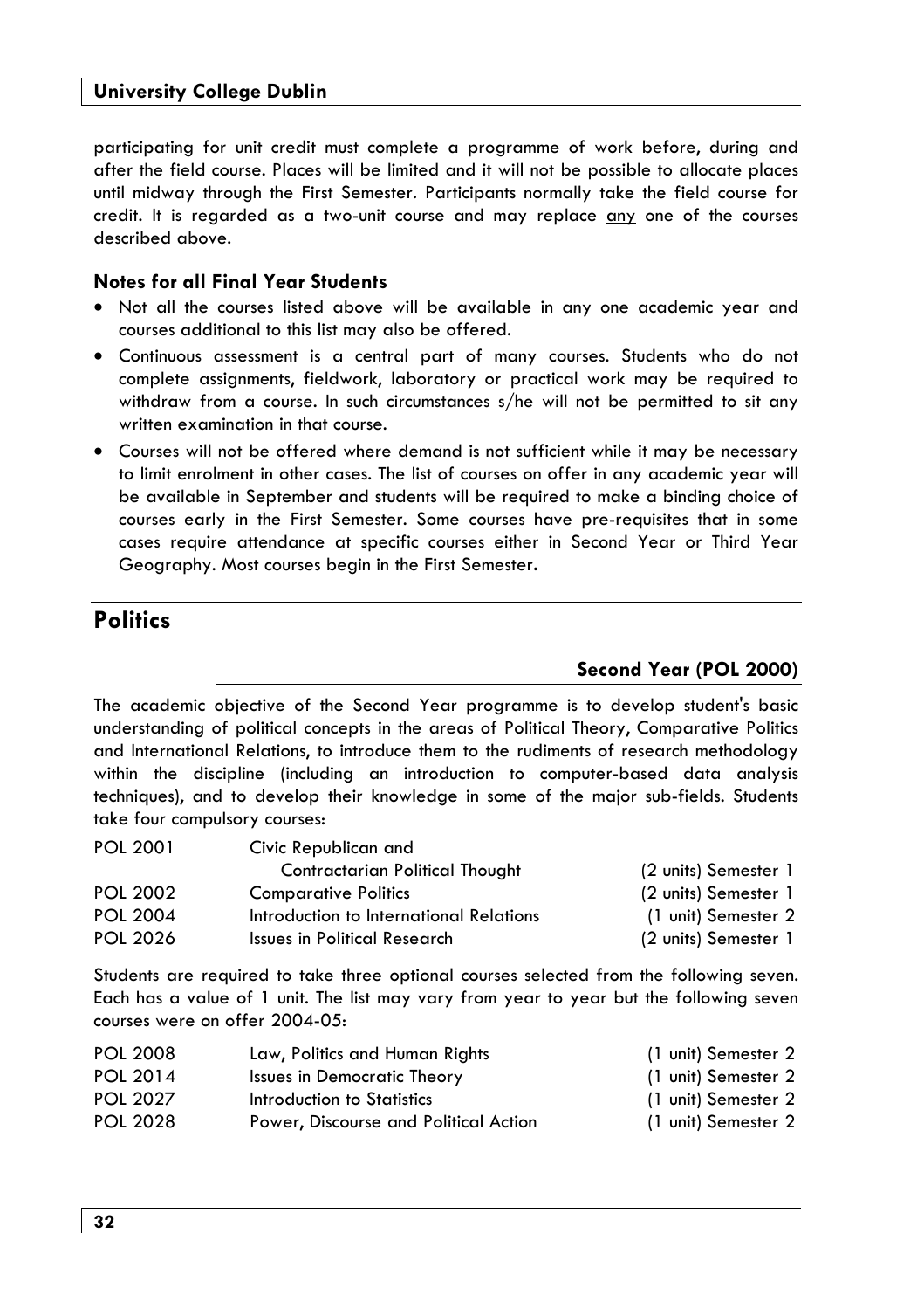participating for unit credit must complete a programme of work before, during and after the field course. Places will be limited and it will not be possible to allocate places until midway through the First Semester. Participants normally take the field course for credit. It is regarded as a two-unit course and may replace <u>any</u> one of the courses described above.

### Notes for all Final Year Students

- Not all the courses listed above will be available in any one academic year and courses additional to this list may also be offered.
- Continuous assessment is a central part of many courses. Students who do not complete assignments, fieldwork, laboratory or practical work may be required to withdraw from a course. In such circumstances s/he will not be permitted to sit any written examination in that course.
- Courses will not be offered where demand is not sufficient while it may be necessary to limit enrolment in other cases. The list of courses on offer in any academic year will be available in September and students will be required to make a binding choice of courses early in the First Semester. Some courses have pre-requisites that in some cases require attendance at specific courses either in Second Year or Third Year Geography. Most courses begin in the First Semester.

## Politics

### Second Year (POL 2000)

The academic objective of the Second Year programme is to develop student's basic understanding of political concepts in the areas of Political Theory, Comparative Politics and International Relations, to introduce them to the rudiments of research methodology within the discipline (including an introduction to computer-based data analysis techniques), and to develop their knowledge in some of the major sub-fields. Students take four compulsory courses:

| | | |
|---|---|---|
| POL 2001 | Civic Republican and Contractarian Political Thought | (2 units) Semester 1 |
| POL 2002 | Comparative Politics | (2 units) Semester 1 |
| POL 2004 | Introduction to International Relations | (1 unit) Semester 2 |
| POL 2026 | Issues in Political Research | (2 units) Semester 1 |

Students are required to take three optional courses selected from the following seven. Each has a value of 1 unit. The list may vary from year to year but the following seven courses were on offer 2004-05:

| | | |
|---|---|---|
| POL 2008 | Law, Politics and Human Rights | (1 unit) Semester 2 |
| POL 2014 | Issues in Democratic Theory | (1 unit) Semester 2 |
| POL 2027 | Introduction to Statistics | (1 unit) Semester 2 |
| POL 2028 | Power, Discourse and Political Action | (1 unit) Semester 2 |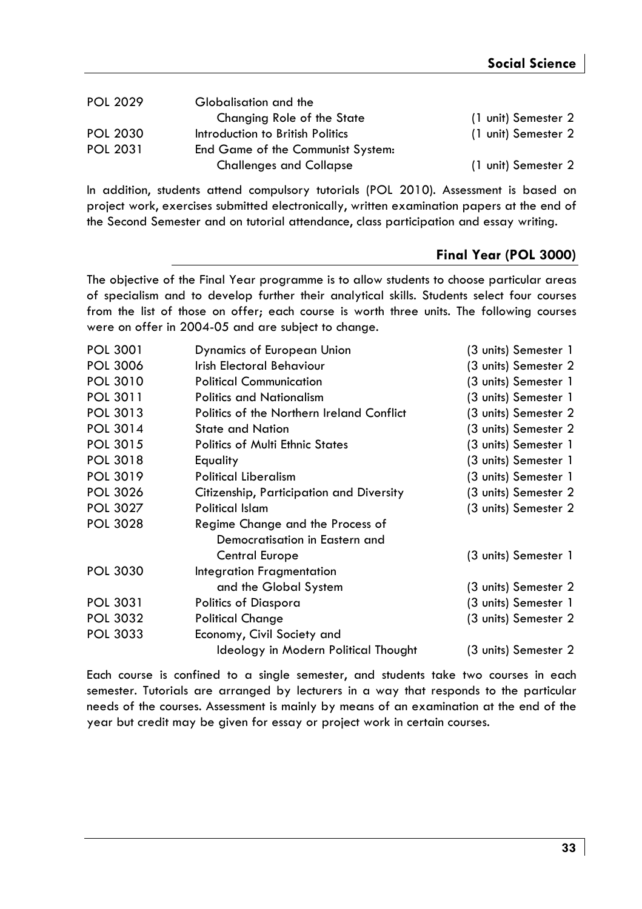| | | |
|---|---|---|
| POL 2029 | Globalisation and the Changing Role of the State | (1 unit) Semester 2 |
| POL 2030 | Introduction to British Politics | (1 unit) Semester 2 |
| POL 2031 | End Game of the Communist System: Challenges and Collapse | (1 unit) Semester 2 |

In addition, students attend compulsory tutorials (POL 2010). Assessment is based on project work, exercises submitted electronically, written examination papers at the end of the Second Semester and on tutorial attendance, class participation and essay writing.

## Final Year (POL 3000)

The objective of the Final Year programme is to allow students to choose particular areas of specialism and to develop further their analytical skills. Students select four courses from the list of those on offer; each course is worth three units. The following courses were on offer in 2004-05 and are subject to change.

| | | |
|---|---|---|
| POL 3001 | Dynamics of European Union | (3 units) Semester 1 |
| POL 3006 | Irish Electoral Behaviour | (3 units) Semester 2 |
| POL 3010 | Political Communication | (3 units) Semester 1 |
| POL 3011 | Politics and Nationalism | (3 units) Semester 1 |
| POL 3013 | Politics of the Northern Ireland Conflict | (3 units) Semester 2 |
| POL 3014 | State and Nation | (3 units) Semester 2 |
| POL 3015 | Politics of Multi Ethnic States | (3 units) Semester 1 |
| POL 3018 | Equality | (3 units) Semester 1 |
| POL 3019 | Political Liberalism | (3 units) Semester 1 |
| POL 3026 | Citizenship, Participation and Diversity | (3 units) Semester 2 |
| POL 3027 | Political Islam | (3 units) Semester 2 |
| POL 3028 | Regime Change and the Process of Democratisation in Eastern and Central Europe | (3 units) Semester 1 |
| POL 3030 | Integration Fragmentation and the Global System | (3 units) Semester 2 |
| POL 3031 | Politics of Diaspora | (3 units) Semester 1 |
| POL 3032 | Political Change | (3 units) Semester 2 |
| POL 3033 | Economy, Civil Society and Ideology in Modern Political Thought | (3 units) Semester 2 |

Each course is confined to a single semester, and students take two courses in each semester. Tutorials are arranged by lecturers in a way that responds to the particular needs of the courses. Assessment is mainly by means of an examination at the end of the year but credit may be given for essay or project work in certain courses.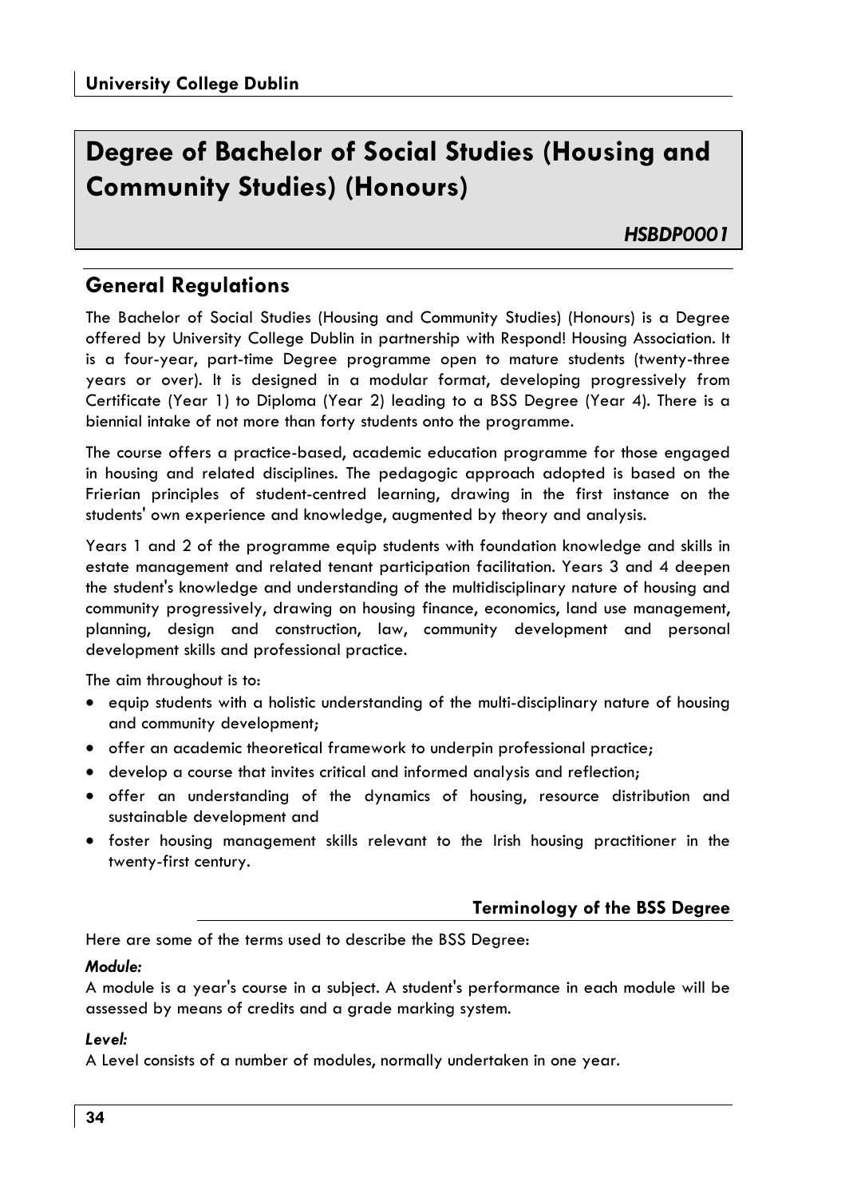# Degree of Bachelor of Social Studies (Housing and Community Studies) (Honours)

***HSBDP0001***

## General Regulations

The Bachelor of Social Studies (Housing and Community Studies) (Honours) is a Degree offered by University College Dublin in partnership with Respond! Housing Association. It is a four-year, part-time Degree programme open to mature students (twenty-three years or over). It is designed in a modular format, developing progressively from Certificate (Year 1) to Diploma (Year 2) leading to a BSS Degree (Year 4). There is a biennial intake of not more than forty students onto the programme.

The course offers a practice-based, academic education programme for those engaged in housing and related disciplines. The pedagogic approach adopted is based on the Frierian principles of student-centred learning, drawing in the first instance on the students' own experience and knowledge, augmented by theory and analysis.

Years 1 and 2 of the programme equip students with foundation knowledge and skills in estate management and related tenant participation facilitation. Years 3 and 4 deepen the student's knowledge and understanding of the multidisciplinary nature of housing and community progressively, drawing on housing finance, economics, land use management, planning, design and construction, law, community development and personal development skills and professional practice.

The aim throughout is to:

- equip students with a holistic understanding of the multi-disciplinary nature of housing and community development;
- offer an academic theoretical framework to underpin professional practice;
- develop a course that invites critical and informed analysis and reflection;
- offer an understanding of the dynamics of housing, resource distribution and sustainable development and
- foster housing management skills relevant to the Irish housing practitioner in the twenty-first century.

### Terminology of the BSS Degree

Here are some of the terms used to describe the BSS Degree:

***Module:***

A module is a year's course in a subject. A student's performance in each module will be assessed by means of credits and a grade marking system.

***Level:***

A Level consists of a number of modules, normally undertaken in one year.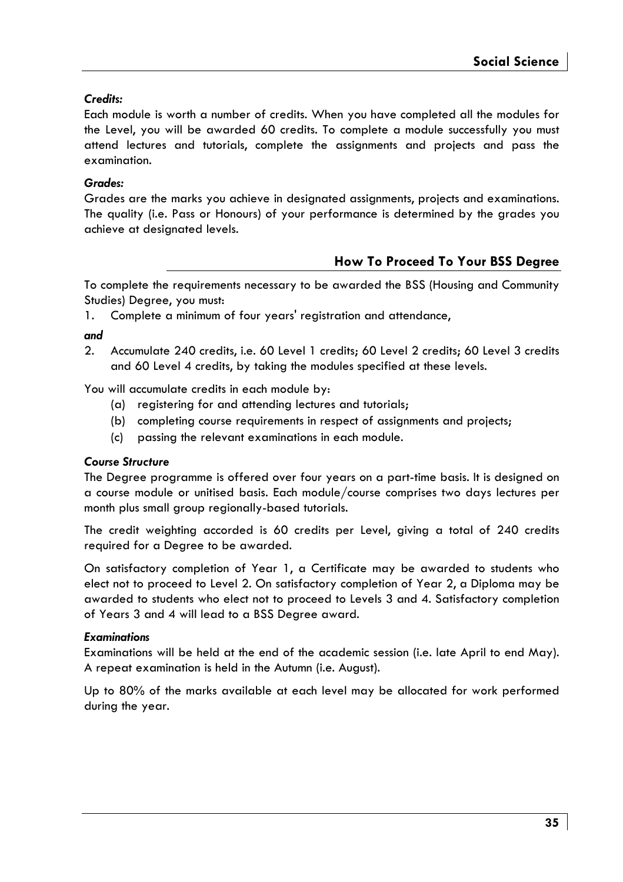*Credits:*

Each module is worth a number of credits. When you have completed all the modules for the Level, you will be awarded 60 credits. To complete a module successfully you must attend lectures and tutorials, complete the assignments and projects and pass the examination.

*Grades:*

Grades are the marks you achieve in designated assignments, projects and examinations. The quality (i.e. Pass or Honours) of your performance is determined by the grades you achieve at designated levels.

## How To Proceed To Your BSS Degree

To complete the requirements necessary to be awarded the BSS (Housing and Community Studies) Degree, you must:

1. Complete a minimum of four years' registration and attendance,

***and***

2. Accumulate 240 credits, i.e. 60 Level 1 credits; 60 Level 2 credits; 60 Level 3 credits and 60 Level 4 credits, by taking the modules specified at these levels.

You will accumulate credits in each module by:

(a) registering for and attending lectures and tutorials;
(b) completing course requirements in respect of assignments and projects;
(c) passing the relevant examinations in each module.

***Course Structure***

The Degree programme is offered over four years on a part-time basis. It is designed on a course module or unitised basis. Each module/course comprises two days lectures per month plus small group regionally-based tutorials.

The credit weighting accorded is 60 credits per Level, giving a total of 240 credits required for a Degree to be awarded.

On satisfactory completion of Year 1, a Certificate may be awarded to students who elect not to proceed to Level 2. On satisfactory completion of Year 2, a Diploma may be awarded to students who elect not to proceed to Levels 3 and 4. Satisfactory completion of Years 3 and 4 will lead to a BSS Degree award.

***Examinations***

Examinations will be held at the end of the academic session (i.e. late April to end May). A repeat examination is held in the Autumn (i.e. August).

Up to 80% of the marks available at each level may be allocated for work performed during the year.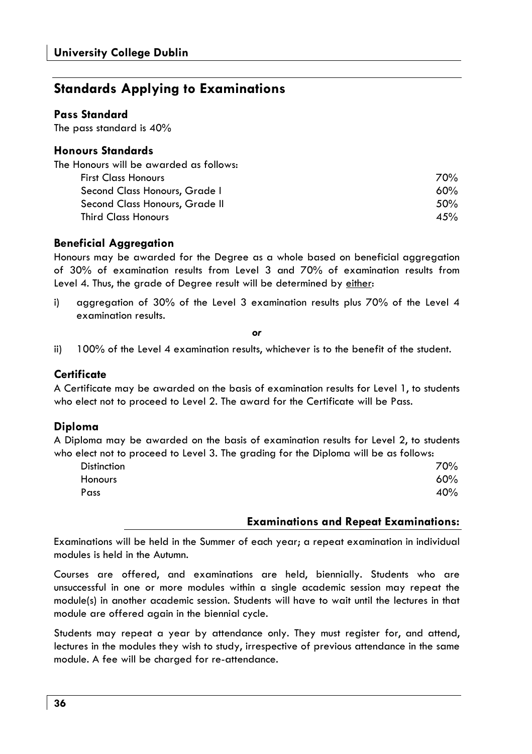## Standards Applying to Examinations

### Pass Standard

The pass standard is 40%

### Honours Standards

The Honours will be awarded as follows:

| | |
|---|---|
| First Class Honours | 70% |
| Second Class Honours, Grade I | 60% |
| Second Class Honours, Grade II | 50% |
| Third Class Honours | 45% |

### Beneficial Aggregation

Honours may be awarded for the Degree as a whole based on beneficial aggregation of 30% of examination results from Level 3 and 70% of examination results from Level 4. Thus, the grade of Degree result will be determined by either:

i) aggregation of 30% of the Level 3 examination results plus 70% of the Level 4 examination results.

*or*

ii) 100% of the Level 4 examination results, whichever is to the benefit of the student.

### Certificate

A Certificate may be awarded on the basis of examination results for Level 1, to students who elect not to proceed to Level 2. The award for the Certificate will be Pass.

### Diploma

A Diploma may be awarded on the basis of examination results for Level 2, to students who elect not to proceed to Level 3. The grading for the Diploma will be as follows:

| | |
|---|---|
| Distinction | 70% |
| Honours | 60% |
| Pass | 40% |

### Examinations and Repeat Examinations:

Examinations will be held in the Summer of each year; a repeat examination in individual modules is held in the Autumn.

Courses are offered, and examinations are held, biennially. Students who are unsuccessful in one or more modules within a single academic session may repeat the module(s) in another academic session. Students will have to wait until the lectures in that module are offered again in the biennial cycle.

Students may repeat a year by attendance only. They must register for, and attend, lectures in the modules they wish to study, irrespective of previous attendance in the same module. A fee will be charged for re-attendance.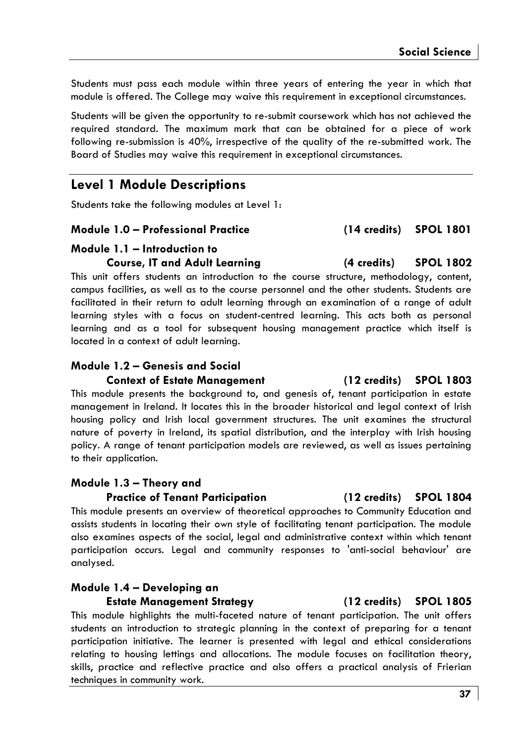Students must pass each module within three years of entering the year in which that module is offered. The College may waive this requirement in exceptional circumstances.

Students will be given the opportunity to re-submit coursework which has not achieved the required standard. The maximum mark that can be obtained for a piece of work following re-submission is 40%, irrespective of the quality of the re-submitted work. The Board of Studies may waive this requirement in exceptional circumstances.

## Level 1 Module Descriptions

Students take the following modules at Level 1:

### Module 1.0 – Professional Practice (14 credits) SPOL 1801

### Module 1.1 – Introduction to Course, IT and Adult Learning (4 credits) SPOL 1802

This unit offers students an introduction to the course structure, methodology, content, campus facilities, as well as to the course personnel and the other students. Students are facilitated in their return to adult learning through an examination of a range of adult learning styles with a focus on student-centred learning. This acts both as personal learning and as a tool for subsequent housing management practice which itself is located in a context of adult learning.

### Module 1.2 – Genesis and Social Context of Estate Management (12 credits) SPOL 1803

This module presents the background to, and genesis of, tenant participation in estate management in Ireland. It locates this in the broader historical and legal context of Irish housing policy and Irish local government structures. The unit examines the structural nature of poverty in Ireland, its spatial distribution, and the interplay with Irish housing policy. A range of tenant participation models are reviewed, as well as issues pertaining to their application.

### Module 1.3 – Theory and Practice of Tenant Participation (12 credits) SPOL 1804

This module presents an overview of theoretical approaches to Community Education and assists students in locating their own style of facilitating tenant participation. The module also examines aspects of the social, legal and administrative context within which tenant participation occurs. Legal and community responses to 'anti-social behaviour' are analysed.

### Module 1.4 – Developing an Estate Management Strategy (12 credits) SPOL 1805

This module highlights the multi-faceted nature of tenant participation. The unit offers students an introduction to strategic planning in the context of preparing for a tenant participation initiative. The learner is presented with legal and ethical considerations relating to housing lettings and allocations. The module focuses on facilitation theory, skills, practice and reflective practice and also offers a practical analysis of Frierian techniques in community work.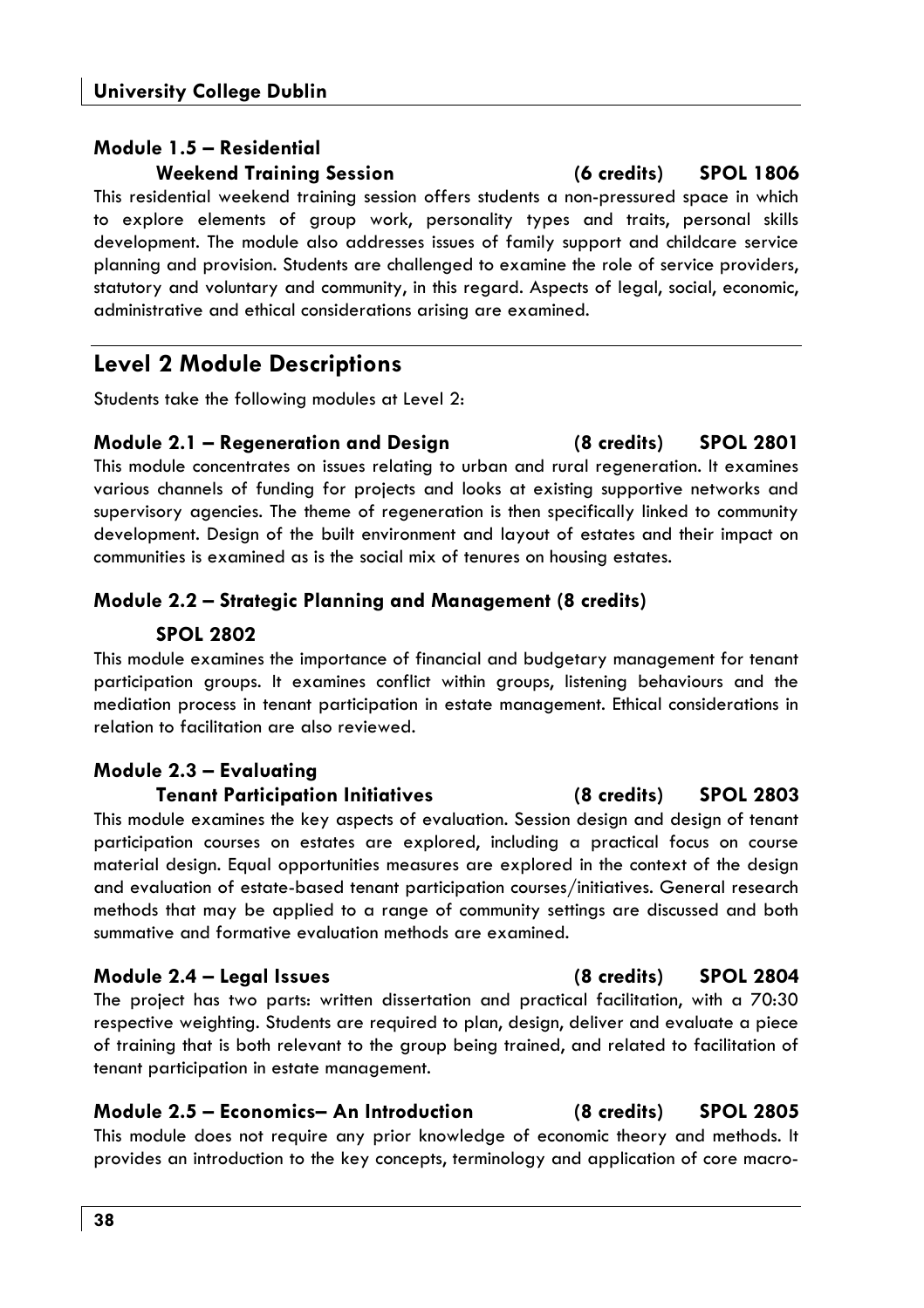**Module 1.5 – Residential Weekend Training Session (6 credits) SPOL 1806**

This residential weekend training session offers students a non-pressured space in which to explore elements of group work, personality types and traits, personal skills development. The module also addresses issues of family support and childcare service planning and provision. Students are challenged to examine the role of service providers, statutory and voluntary and community, in this regard. Aspects of legal, social, economic, administrative and ethical considerations arising are examined.

## Level 2 Module Descriptions

Students take the following modules at Level 2:

**Module 2.1 – Regeneration and Design (8 credits) SPOL 2801**

This module concentrates on issues relating to urban and rural regeneration. It examines various channels of funding for projects and looks at existing supportive networks and supervisory agencies. The theme of regeneration is then specifically linked to community development. Design of the built environment and layout of estates and their impact on communities is examined as is the social mix of tenures on housing estates.

**Module 2.2 – Strategic Planning and Management (8 credits) SPOL 2802**

This module examines the importance of financial and budgetary management for tenant participation groups. It examines conflict within groups, listening behaviours and the mediation process in tenant participation in estate management. Ethical considerations in relation to facilitation are also reviewed.

**Module 2.3 – Evaluating Tenant Participation Initiatives (8 credits) SPOL 2803**

This module examines the key aspects of evaluation. Session design and design of tenant participation courses on estates are explored, including a practical focus on course material design. Equal opportunities measures are explored in the context of the design and evaluation of estate-based tenant participation courses/initiatives. General research methods that may be applied to a range of community settings are discussed and both summative and formative evaluation methods are examined.

**Module 2.4 – Legal Issues (8 credits) SPOL 2804**

The project has two parts: written dissertation and practical facilitation, with a 70:30 respective weighting. Students are required to plan, design, deliver and evaluate a piece of training that is both relevant to the group being trained, and related to facilitation of tenant participation in estate management.

**Module 2.5 – Economics– An Introduction (8 credits) SPOL 2805**

This module does not require any prior knowledge of economic theory and methods. It provides an introduction to the key concepts, terminology and application of core macro-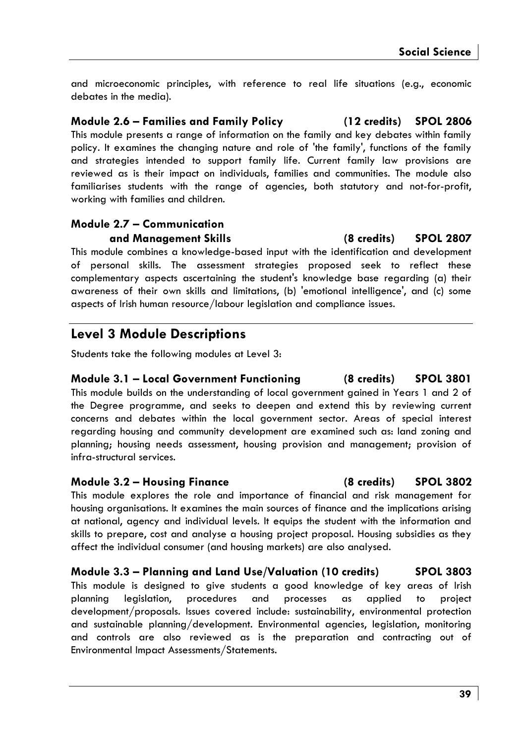and microeconomic principles, with reference to real life situations (e.g., economic debates in the media).

### Module 2.6 – Families and Family Policy (12 credits) SPOL 2806

This module presents a range of information on the family and key debates within family policy. It examines the changing nature and role of 'the family', functions of the family and strategies intended to support family life. Current family law provisions are reviewed as is their impact on individuals, families and communities. The module also familiarises students with the range of agencies, both statutory and not-for-profit, working with families and children.

### Module 2.7 – Communication and Management Skills (8 credits) SPOL 2807

This module combines a knowledge-based input with the identification and development of personal skills. The assessment strategies proposed seek to reflect these complementary aspects ascertaining the student's knowledge base regarding (a) their awareness of their own skills and limitations, (b) 'emotional intelligence', and (c) some aspects of Irish human resource/labour legislation and compliance issues.

## Level 3 Module Descriptions

Students take the following modules at Level 3:

### Module 3.1 – Local Government Functioning (8 credits) SPOL 3801

This module builds on the understanding of local government gained in Years 1 and 2 of the Degree programme, and seeks to deepen and extend this by reviewing current concerns and debates within the local government sector. Areas of special interest regarding housing and community development are examined such as: land zoning and planning; housing needs assessment, housing provision and management; provision of infra-structural services.

### Module 3.2 – Housing Finance (8 credits) SPOL 3802

This module explores the role and importance of financial and risk management for housing organisations. It examines the main sources of finance and the implications arising at national, agency and individual levels. It equips the student with the information and skills to prepare, cost and analyse a housing project proposal. Housing subsidies as they affect the individual consumer (and housing markets) are also analysed.

### Module 3.3 – Planning and Land Use/Valuation (10 credits) SPOL 3803

This module is designed to give students a good knowledge of key areas of Irish planning legislation, procedures and processes as applied to project development/proposals. Issues covered include: sustainability, environmental protection and sustainable planning/development. Environmental agencies, legislation, monitoring and controls are also reviewed as is the preparation and contracting out of Environmental Impact Assessments/Statements.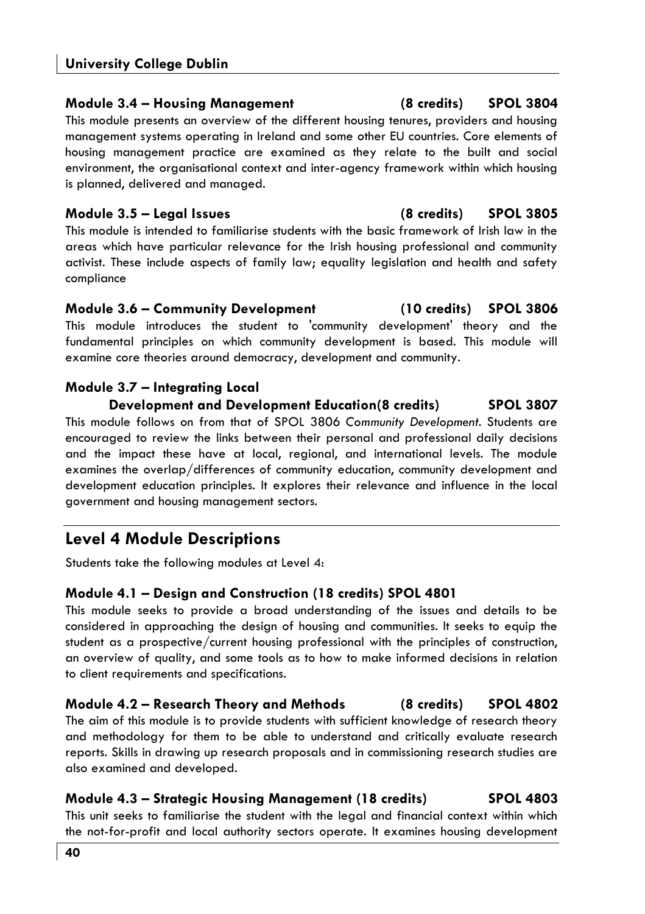### Module 3.4 – Housing Management (8 credits) SPOL 3804

This module presents an overview of the different housing tenures, providers and housing management systems operating in Ireland and some other EU countries. Core elements of housing management practice are examined as they relate to the built and social environment, the organisational context and inter-agency framework within which housing is planned, delivered and managed.

### Module 3.5 – Legal Issues (8 credits) SPOL 3805

This module is intended to familiarise students with the basic framework of Irish law in the areas which have particular relevance for the Irish housing professional and community activist. These include aspects of family law; equality legislation and health and safety compliance

### Module 3.6 – Community Development (10 credits) SPOL 3806

This module introduces the student to 'community development' theory and the fundamental principles on which community development is based. This module will examine core theories around democracy, development and community.

### Module 3.7 – Integrating Local Development and Development Education(8 credits) SPOL 3807

This module follows on from that of SPOL 3806 *Community Development*. Students are encouraged to review the links between their personal and professional daily decisions and the impact these have at local, regional, and international levels. The module examines the overlap/differences of community education, community development and development education principles. It explores their relevance and influence in the local government and housing management sectors.

## Level 4 Module Descriptions

Students take the following modules at Level 4:

### Module 4.1 – Design and Construction (18 credits) SPOL 4801

This module seeks to provide a broad understanding of the issues and details to be considered in approaching the design of housing and communities. It seeks to equip the student as a prospective/current housing professional with the principles of construction, an overview of quality, and some tools as to how to make informed decisions in relation to client requirements and specifications.

### Module 4.2 – Research Theory and Methods (8 credits) SPOL 4802

The aim of this module is to provide students with sufficient knowledge of research theory and methodology for them to be able to understand and critically evaluate research reports. Skills in drawing up research proposals and in commissioning research studies are also examined and developed.

### Module 4.3 – Strategic Housing Management (18 credits) SPOL 4803

This unit seeks to familiarise the student with the legal and financial context within which the not-for-profit and local authority sectors operate. It examines housing development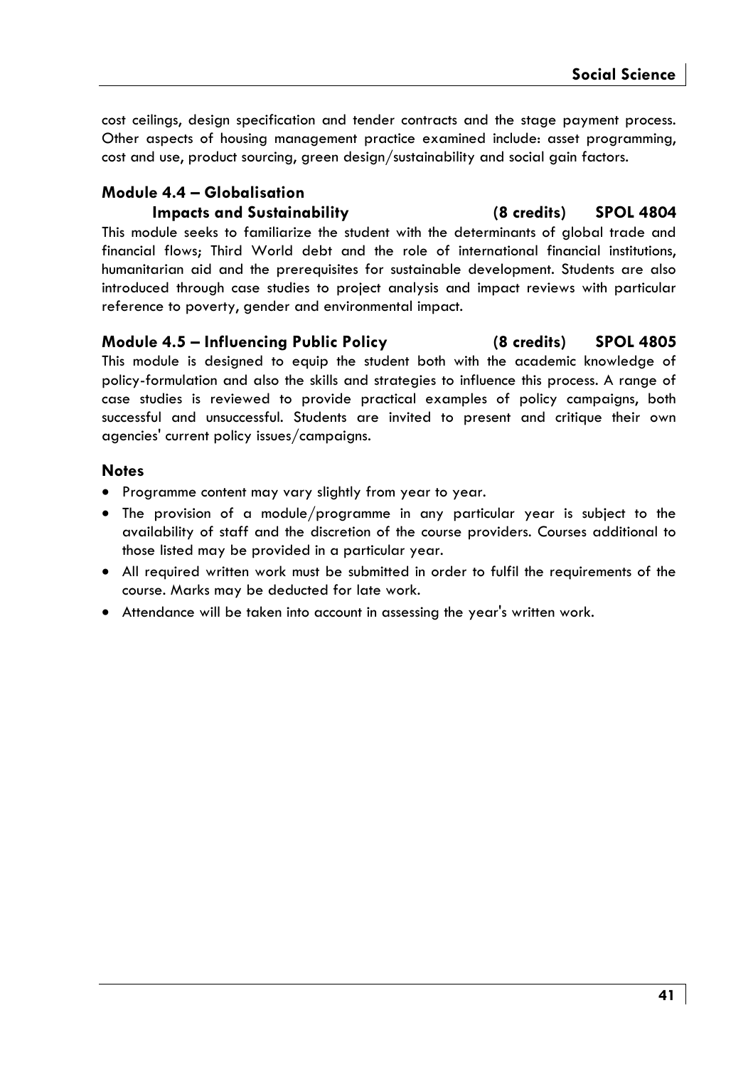cost ceilings, design specification and tender contracts and the stage payment process. Other aspects of housing management practice examined include: asset programming, cost and use, product sourcing, green design/sustainability and social gain factors.

### Module 4.4 – Globalisation Impacts and Sustainability (8 credits) SPOL 4804

This module seeks to familiarize the student with the determinants of global trade and financial flows; Third World debt and the role of international financial institutions, humanitarian aid and the prerequisites for sustainable development. Students are also introduced through case studies to project analysis and impact reviews with particular reference to poverty, gender and environmental impact.

### Module 4.5 – Influencing Public Policy (8 credits) SPOL 4805

This module is designed to equip the student both with the academic knowledge of policy-formulation and also the skills and strategies to influence this process. A range of case studies is reviewed to provide practical examples of policy campaigns, both successful and unsuccessful. Students are invited to present and critique their own agencies' current policy issues/campaigns.

### Notes

- Programme content may vary slightly from year to year.
- The provision of a module/programme in any particular year is subject to the availability of staff and the discretion of the course providers. Courses additional to those listed may be provided in a particular year.
- All required written work must be submitted in order to fulfil the requirements of the course. Marks may be deducted for late work.
- Attendance will be taken into account in assessing the year's written work.